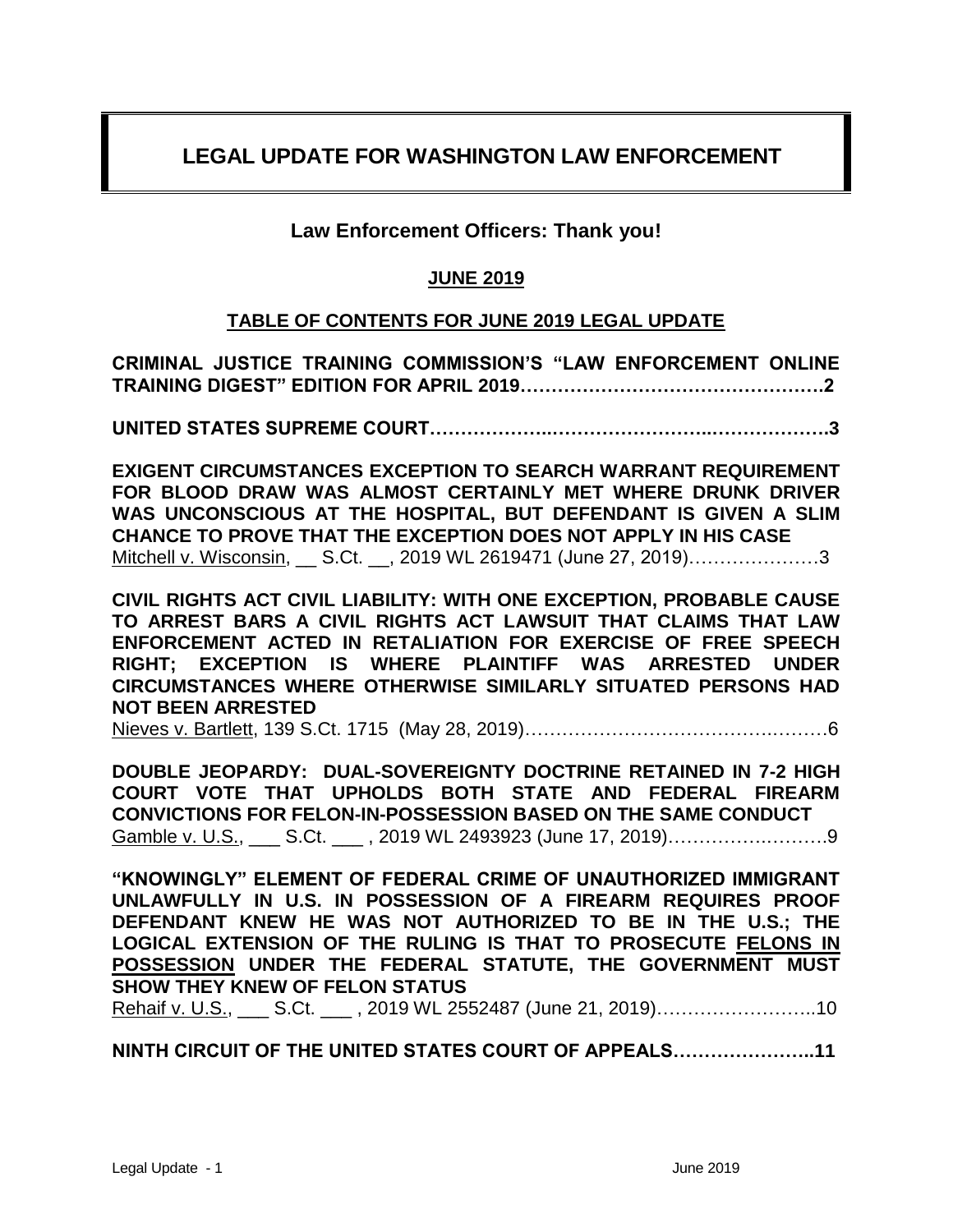# LEGAL UPDATE FOR WASHINGTON LAW ENFORCEMENT

**Law Enforcement Officers: Thank you!**

**JUNE 2019**

**TABLE OF CONTENTS FOR JUNE 2019 LEGAL UPDATE**

**CRIMINAL JUSTICE TRAINING COMMISSION'S "LAW ENFORCEMENT ONLINE TRAINING DIGEST" EDITION FOR APRIL 2019……………………………………….2**

**UNITED STATES SUPREME COURT…………….……………………..……………….3**

**EXIGENT CIRCUMSTANCES EXCEPTION TO SEARCH WARRANT REQUIREMENT FOR BLOOD DRAW WAS ALMOST CERTAINLY MET WHERE DRUNK DRIVER WAS UNCONSCIOUS AT THE HOSPITAL, BUT DEFENDANT IS GIVEN A SLIM CHANCE TO PROVE THAT THE EXCEPTION DOES NOT APPLY IN HIS CASE**
Mitchell v. Wisconsin, __ S.Ct. __, 2019 WL 2619471 (June 27, 2019)…………………3

**CIVIL RIGHTS ACT CIVIL LIABILITY: WITH ONE EXCEPTION, PROBABLE CAUSE TO ARREST BARS A CIVIL RIGHTS ACT LAWSUIT THAT CLAIMS THAT LAW ENFORCEMENT ACTED IN RETALIATION FOR EXERCISE OF FREE SPEECH RIGHT; EXCEPTION IS WHERE PLAINTIFF WAS ARRESTED UNDER CIRCUMSTANCES WHERE OTHERWISE SIMILARLY SITUATED PERSONS HAD NOT BEEN ARRESTED**
Nieves v. Bartlett, 139 S.Ct. 1715 (May 28, 2019)……………………………….………6

**DOUBLE JEOPARDY: DUAL-SOVEREIGNTY DOCTRINE RETAINED IN 7-2 HIGH COURT VOTE THAT UPHOLDS BOTH STATE AND FEDERAL FIREARM CONVICTIONS FOR FELON-IN-POSSESSION BASED ON THE SAME CONDUCT**
Gamble v. U.S., ___ S.Ct. ___ , 2019 WL 2493923 (June 17, 2019)…………..………9

**"KNOWINGLY" ELEMENT OF FEDERAL CRIME OF UNAUTHORIZED IMMIGRANT UNLAWFULLY IN U.S. IN POSSESSION OF A FIREARM REQUIRES PROOF DEFENDANT KNEW HE WAS NOT AUTHORIZED TO BE IN THE U.S.; THE LOGICAL EXTENSION OF THE RULING IS THAT TO PROSECUTE FELONS IN POSSESSION UNDER THE FEDERAL STATUTE, THE GOVERNMENT MUST SHOW THEY KNEW OF FELON STATUS**
Rehaif v. U.S., ___ S.Ct. ___ , 2019 WL 2552487 (June 21, 2019)……………………..10

**NINTH CIRCUIT OF THE UNITED STATES COURT OF APPEALS…………………..11**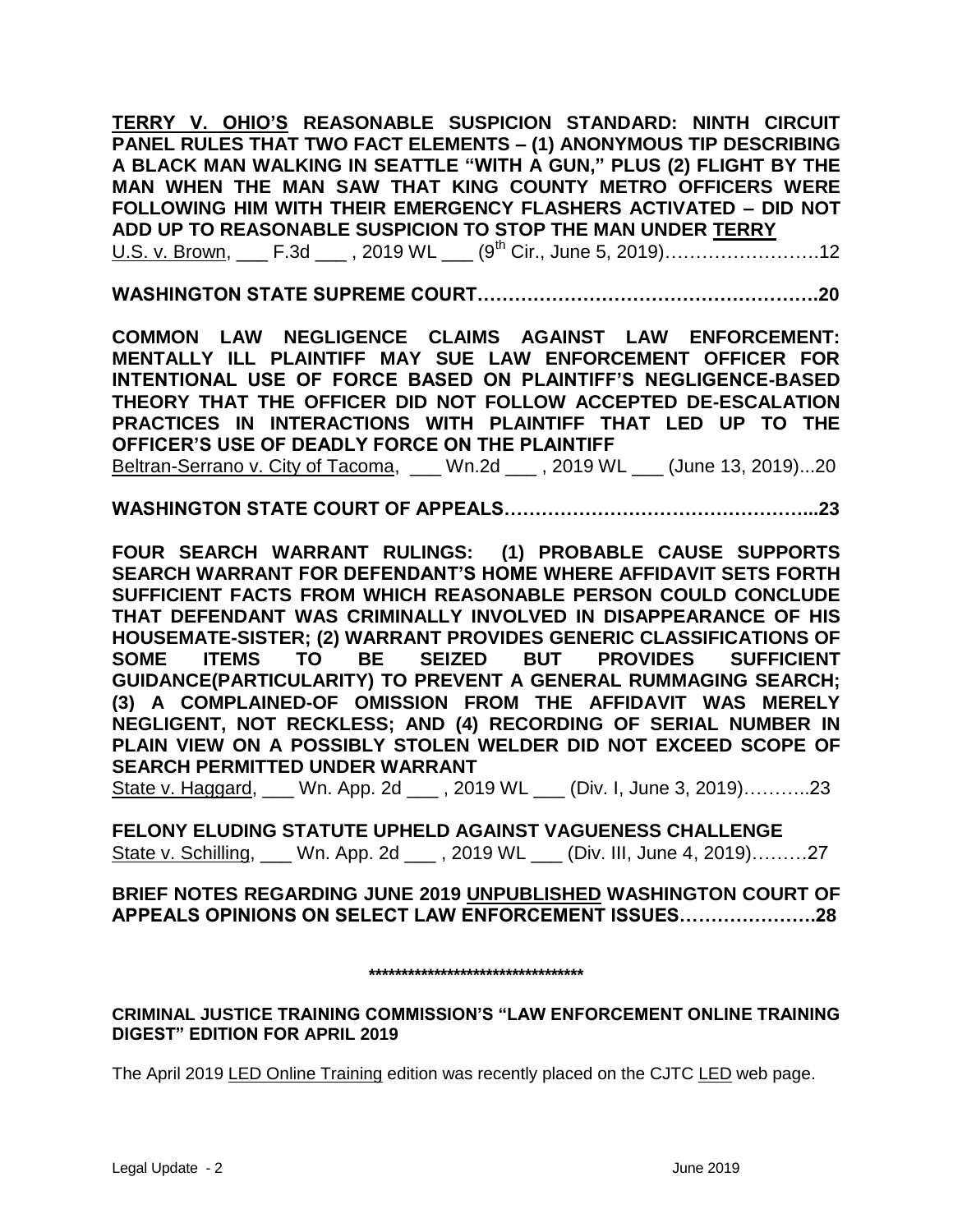**TERRY V. OHIO'S REASONABLE SUSPICION STANDARD: NINTH CIRCUIT PANEL RULES THAT TWO FACT ELEMENTS – (1) ANONYMOUS TIP DESCRIBING A BLACK MAN WALKING IN SEATTLE "WITH A GUN," PLUS (2) FLIGHT BY THE MAN WHEN THE MAN SAW THAT KING COUNTY METRO OFFICERS WERE FOLLOWING HIM WITH THEIR EMERGENCY FLASHERS ACTIVATED – DID NOT ADD UP TO REASONABLE SUSPICION TO STOP THE MAN UNDER TERRY**
U.S. v. Brown, ___ F.3d ___ , 2019 WL ___ (9th Cir., June 5, 2019)…………………….12

**WASHINGTON STATE SUPREME COURT……………………………………………….20**

**COMMON LAW NEGLIGENCE CLAIMS AGAINST LAW ENFORCEMENT: MENTALLY ILL PLAINTIFF MAY SUE LAW ENFORCEMENT OFFICER FOR INTENTIONAL USE OF FORCE BASED ON PLAINTIFF'S NEGLIGENCE-BASED THEORY THAT THE OFFICER DID NOT FOLLOW ACCEPTED DE-ESCALATION PRACTICES IN INTERACTIONS WITH PLAINTIFF THAT LED UP TO THE OFFICER'S USE OF DEADLY FORCE ON THE PLAINTIFF**
Beltran-Serrano v. City of Tacoma, ___ Wn.2d ___ , 2019 WL ___ (June 13, 2019)...20

**WASHINGTON STATE COURT OF APPEALS…………………………………………...23**

**FOUR SEARCH WARRANT RULINGS: (1) PROBABLE CAUSE SUPPORTS SEARCH WARRANT FOR DEFENDANT'S HOME WHERE AFFIDAVIT SETS FORTH SUFFICIENT FACTS FROM WHICH REASONABLE PERSON COULD CONCLUDE THAT DEFENDANT WAS CRIMINALLY INVOLVED IN DISAPPEARANCE OF HIS HOUSEMATE-SISTER; (2) WARRANT PROVIDES GENERIC CLASSIFICATIONS OF SOME ITEMS TO BE SEIZED BUT PROVIDES SUFFICIENT GUIDANCE(PARTICULARITY) TO PREVENT A GENERAL RUMMAGING SEARCH; (3) A COMPLAINED-OF OMISSION FROM THE AFFIDAVIT WAS MERELY NEGLIGENT, NOT RECKLESS; AND (4) RECORDING OF SERIAL NUMBER IN PLAIN VIEW ON A POSSIBLY STOLEN WELDER DID NOT EXCEED SCOPE OF SEARCH PERMITTED UNDER WARRANT**
State v. Haggard, ___ Wn. App. 2d ___ , 2019 WL ___ (Div. I, June 3, 2019)………..23

**FELONY ELUDING STATUTE UPHELD AGAINST VAGUENESS CHALLENGE**
State v. Schilling, ___ Wn. App. 2d ___ , 2019 WL ___ (Div. III, June 4, 2019)………27

**BRIEF NOTES REGARDING JUNE 2019 UNPUBLISHED WASHINGTON COURT OF APPEALS OPINIONS ON SELECT LAW ENFORCEMENT ISSUES………………….28**

**********************************

**CRIMINAL JUSTICE TRAINING COMMISSION'S "LAW ENFORCEMENT ONLINE TRAINING DIGEST" EDITION FOR APRIL 2019**

The April 2019 LED Online Training edition was recently placed on the CJTC LED web page.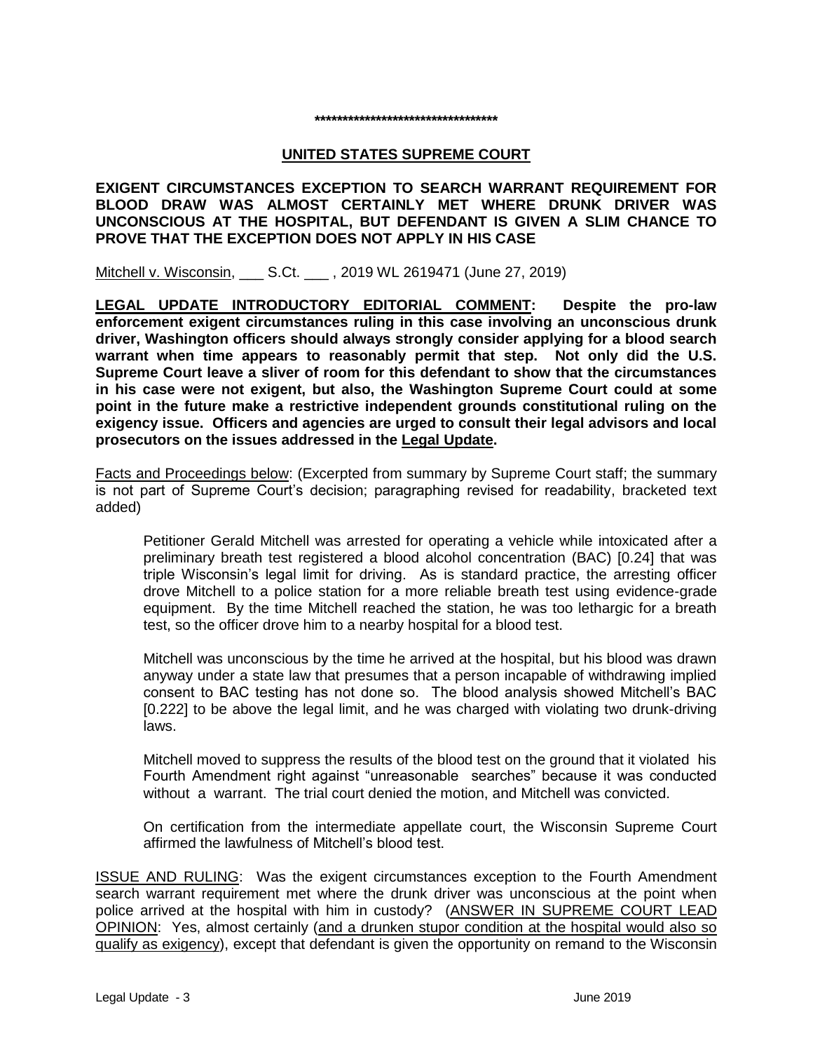**********************************

## UNITED STATES SUPREME COURT

**EXIGENT CIRCUMSTANCES EXCEPTION TO SEARCH WARRANT REQUIREMENT FOR BLOOD DRAW WAS ALMOST CERTAINLY MET WHERE DRUNK DRIVER WAS UNCONSCIOUS AT THE HOSPITAL, BUT DEFENDANT IS GIVEN A SLIM CHANCE TO PROVE THAT THE EXCEPTION DOES NOT APPLY IN HIS CASE**

Mitchell v. Wisconsin, ___ S.Ct. ___ , 2019 WL 2619471 (June 27, 2019)

**LEGAL UPDATE INTRODUCTORY EDITORIAL COMMENT: Despite the pro-law enforcement exigent circumstances ruling in this case involving an unconscious drunk driver, Washington officers should always strongly consider applying for a blood search warrant when time appears to reasonably permit that step. Not only did the U.S. Supreme Court leave a sliver of room for this defendant to show that the circumstances in his case were not exigent, but also, the Washington Supreme Court could at some point in the future make a restrictive independent grounds constitutional ruling on the exigency issue. Officers and agencies are urged to consult their legal advisors and local prosecutors on the issues addressed in the Legal Update.**

Facts and Proceedings below: (Excerpted from summary by Supreme Court staff; the summary is not part of Supreme Court's decision; paragraphing revised for readability, bracketed text added)

> Petitioner Gerald Mitchell was arrested for operating a vehicle while intoxicated after a preliminary breath test registered a blood alcohol concentration (BAC) [0.24] that was triple Wisconsin's legal limit for driving. As is standard practice, the arresting officer drove Mitchell to a police station for a more reliable breath test using evidence-grade equipment. By the time Mitchell reached the station, he was too lethargic for a breath test, so the officer drove him to a nearby hospital for a blood test.
>
> Mitchell was unconscious by the time he arrived at the hospital, but his blood was drawn anyway under a state law that presumes that a person incapable of withdrawing implied consent to BAC testing has not done so. The blood analysis showed Mitchell's BAC [0.222] to be above the legal limit, and he was charged with violating two drunk-driving laws.
>
> Mitchell moved to suppress the results of the blood test on the ground that it violated his Fourth Amendment right against "unreasonable searches" because it was conducted without a warrant. The trial court denied the motion, and Mitchell was convicted.
>
> On certification from the intermediate appellate court, the Wisconsin Supreme Court affirmed the lawfulness of Mitchell's blood test.

ISSUE AND RULING: Was the exigent circumstances exception to the Fourth Amendment search warrant requirement met where the drunk driver was unconscious at the point when police arrived at the hospital with him in custody? (ANSWER IN SUPREME COURT LEAD OPINION: Yes, almost certainly (and a drunken stupor condition at the hospital would also so qualify as exigency), except that defendant is given the opportunity on remand to the Wisconsin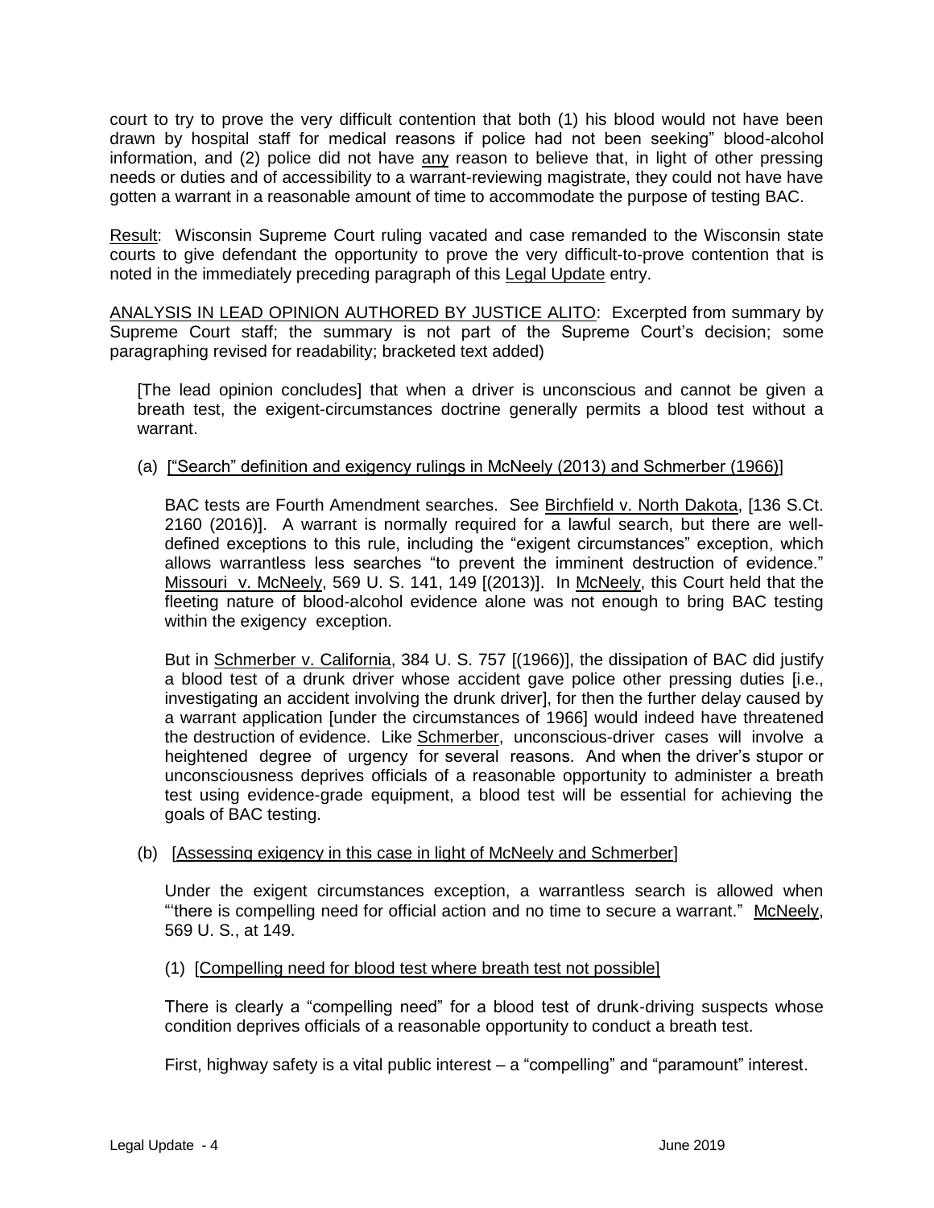court to try to prove the very difficult contention that both (1) his blood would not have been drawn by hospital staff for medical reasons if police had not been seeking" blood-alcohol information, and (2) police did not have any reason to believe that, in light of other pressing needs or duties and of accessibility to a warrant-reviewing magistrate, they could not have have gotten a warrant in a reasonable amount of time to accommodate the purpose of testing BAC.

Result: Wisconsin Supreme Court ruling vacated and case remanded to the Wisconsin state courts to give defendant the opportunity to prove the very difficult-to-prove contention that is noted in the immediately preceding paragraph of this Legal Update entry.

ANALYSIS IN LEAD OPINION AUTHORED BY JUSTICE ALITO: Excerpted from summary by Supreme Court staff; the summary is not part of the Supreme Court's decision; some paragraphing revised for readability; bracketed text added)

> [The lead opinion concludes] that when a driver is unconscious and cannot be given a breath test, the exigent-circumstances doctrine generally permits a blood test without a warrant.
>
> (a) ["Search" definition and exigency rulings in McNeely (2013) and Schmerber (1966)]
>
> BAC tests are Fourth Amendment searches. See Birchfield v. North Dakota, [136 S.Ct. 2160 (2016)]. A warrant is normally required for a lawful search, but there are well-defined exceptions to this rule, including the "exigent circumstances" exception, which allows warrantless less searches "to prevent the imminent destruction of evidence." Missouri v. McNeely, 569 U. S. 141, 149 [(2013)]. In McNeely, this Court held that the fleeting nature of blood-alcohol evidence alone was not enough to bring BAC testing within the exigency exception.
>
> But in Schmerber v. California, 384 U. S. 757 [(1966)], the dissipation of BAC did justify a blood test of a drunk driver whose accident gave police other pressing duties [i.e., investigating an accident involving the drunk driver], for then the further delay caused by a warrant application [under the circumstances of 1966] would indeed have threatened the destruction of evidence. Like Schmerber, unconscious-driver cases will involve a heightened degree of urgency for several reasons. And when the driver's stupor or unconsciousness deprives officials of a reasonable opportunity to administer a breath test using evidence-grade equipment, a blood test will be essential for achieving the goals of BAC testing.
>
> (b) [Assessing exigency in this case in light of McNeely and Schmerber]
>
> Under the exigent circumstances exception, a warrantless search is allowed when "'there is compelling need for official action and no time to secure a warrant." McNeely, 569 U. S., at 149.
>
> (1) [Compelling need for blood test where breath test not possible]
>
> There is clearly a "compelling need" for a blood test of drunk-driving suspects whose condition deprives officials of a reasonable opportunity to conduct a breath test.
>
> First, highway safety is a vital public interest – a "compelling" and "paramount" interest.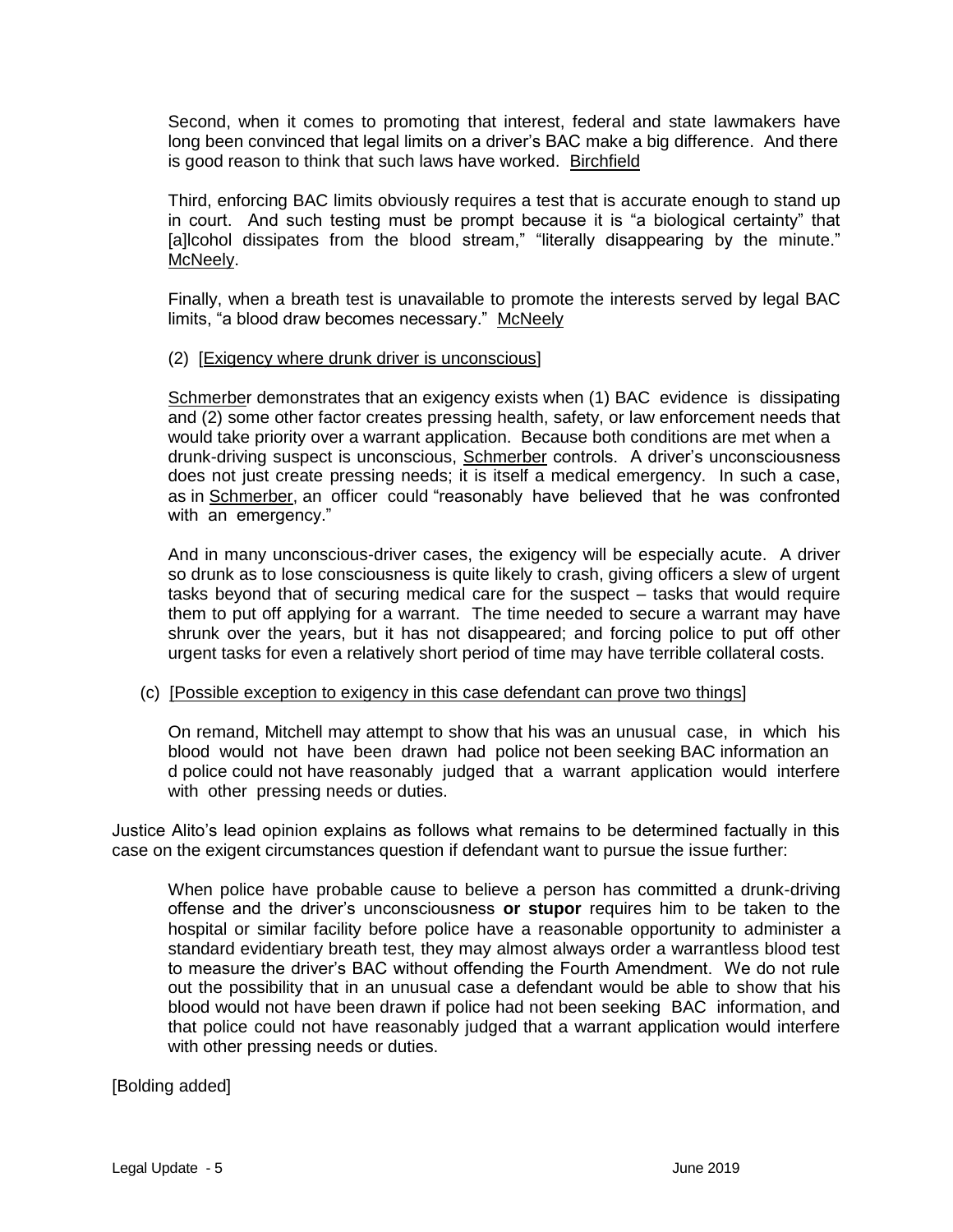Second, when it comes to promoting that interest, federal and state lawmakers have long been convinced that legal limits on a driver's BAC make a big difference. And there is good reason to think that such laws have worked. Birchfield

Third, enforcing BAC limits obviously requires a test that is accurate enough to stand up in court. And such testing must be prompt because it is "a biological certainty" that [a]lcohol dissipates from the blood stream," "literally disappearing by the minute." McNeely.

Finally, when a breath test is unavailable to promote the interests served by legal BAC limits, "a blood draw becomes necessary." McNeely

(2) [Exigency where drunk driver is unconscious]

Schmerber demonstrates that an exigency exists when (1) BAC evidence is dissipating and (2) some other factor creates pressing health, safety, or law enforcement needs that would take priority over a warrant application. Because both conditions are met when a drunk-driving suspect is unconscious, Schmerber controls. A driver's unconsciousness does not just create pressing needs; it is itself a medical emergency. In such a case, as in Schmerber, an officer could "reasonably have believed that he was confronted with an emergency."

And in many unconscious-driver cases, the exigency will be especially acute. A driver so drunk as to lose consciousness is quite likely to crash, giving officers a slew of urgent tasks beyond that of securing medical care for the suspect – tasks that would require them to put off applying for a warrant. The time needed to secure a warrant may have shrunk over the years, but it has not disappeared; and forcing police to put off other urgent tasks for even a relatively short period of time may have terrible collateral costs.

(c) [Possible exception to exigency in this case defendant can prove two things]

On remand, Mitchell may attempt to show that his was an unusual case, in which his blood would not have been drawn had police not been seeking BAC information an d police could not have reasonably judged that a warrant application would interfere with other pressing needs or duties.

Justice Alito's lead opinion explains as follows what remains to be determined factually in this case on the exigent circumstances question if defendant want to pursue the issue further:

> When police have probable cause to believe a person has committed a drunk-driving offense and the driver's unconsciousness **or stupor** requires him to be taken to the hospital or similar facility before police have a reasonable opportunity to administer a standard evidentiary breath test, they may almost always order a warrantless blood test to measure the driver's BAC without offending the Fourth Amendment. We do not rule out the possibility that in an unusual case a defendant would be able to show that his blood would not have been drawn if police had not been seeking BAC information, and that police could not have reasonably judged that a warrant application would interfere with other pressing needs or duties.

[Bolding added]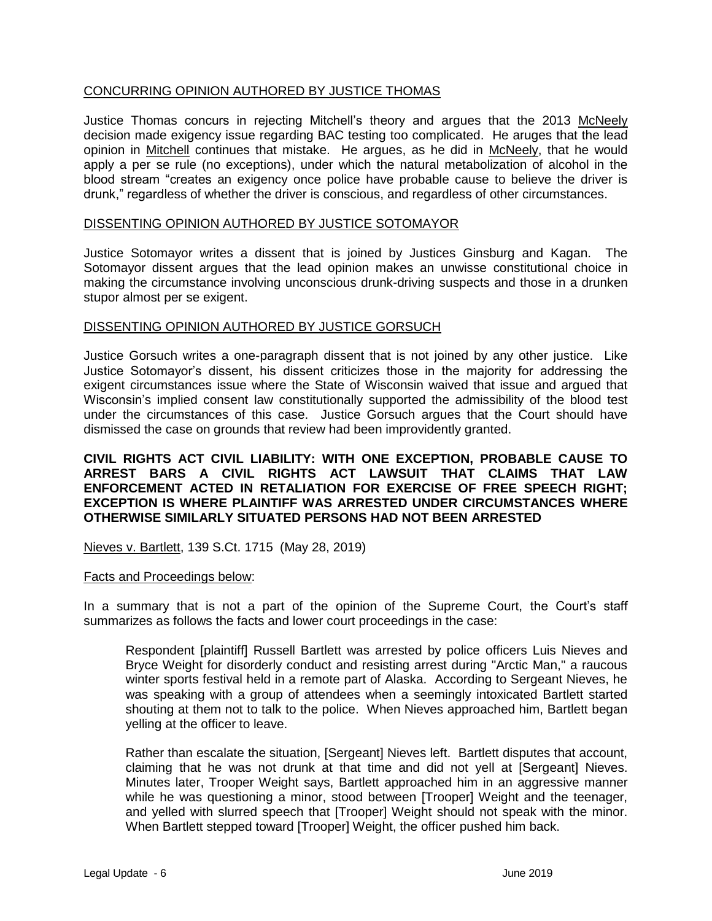CONCURRING OPINION AUTHORED BY JUSTICE THOMAS

Justice Thomas concurs in rejecting Mitchell's theory and argues that the 2013 McNeely decision made exigency issue regarding BAC testing too complicated. He aruges that the lead opinion in Mitchell continues that mistake. He argues, as he did in McNeely, that he would apply a per se rule (no exceptions), under which the natural metabolization of alcohol in the blood stream "creates an exigency once police have probable cause to believe the driver is drunk," regardless of whether the driver is conscious, and regardless of other circumstances.

DISSENTING OPINION AUTHORED BY JUSTICE SOTOMAYOR

Justice Sotomayor writes a dissent that is joined by Justices Ginsburg and Kagan. The Sotomayor dissent argues that the lead opinion makes an unwisse constitutional choice in making the circumstance involving unconscious drunk-driving suspects and those in a drunken stupor almost per se exigent.

DISSENTING OPINION AUTHORED BY JUSTICE GORSUCH

Justice Gorsuch writes a one-paragraph dissent that is not joined by any other justice. Like Justice Sotomayor's dissent, his dissent criticizes those in the majority for addressing the exigent circumstances issue where the State of Wisconsin waived that issue and argued that Wisconsin's implied consent law constitutionally supported the admissibility of the blood test under the circumstances of this case. Justice Gorsuch argues that the Court should have dismissed the case on grounds that review had been improvidently granted.

**CIVIL RIGHTS ACT CIVIL LIABILITY: WITH ONE EXCEPTION, PROBABLE CAUSE TO ARREST BARS A CIVIL RIGHTS ACT LAWSUIT THAT CLAIMS THAT LAW ENFORCEMENT ACTED IN RETALIATION FOR EXERCISE OF FREE SPEECH RIGHT; EXCEPTION IS WHERE PLAINTIFF WAS ARRESTED UNDER CIRCUMSTANCES WHERE OTHERWISE SIMILARLY SITUATED PERSONS HAD NOT BEEN ARRESTED**

Nieves v. Bartlett, 139 S.Ct. 1715 (May 28, 2019)

Facts and Proceedings below:

In a summary that is not a part of the opinion of the Supreme Court, the Court's staff summarizes as follows the facts and lower court proceedings in the case:

> Respondent [plaintiff] Russell Bartlett was arrested by police officers Luis Nieves and Bryce Weight for disorderly conduct and resisting arrest during "Arctic Man," a raucous winter sports festival held in a remote part of Alaska. According to Sergeant Nieves, he was speaking with a group of attendees when a seemingly intoxicated Bartlett started shouting at them not to talk to the police. When Nieves approached him, Bartlett began yelling at the officer to leave.
>
> Rather than escalate the situation, [Sergeant] Nieves left. Bartlett disputes that account, claiming that he was not drunk at that time and did not yell at [Sergeant] Nieves. Minutes later, Trooper Weight says, Bartlett approached him in an aggressive manner while he was questioning a minor, stood between [Trooper] Weight and the teenager, and yelled with slurred speech that [Trooper] Weight should not speak with the minor. When Bartlett stepped toward [Trooper] Weight, the officer pushed him back.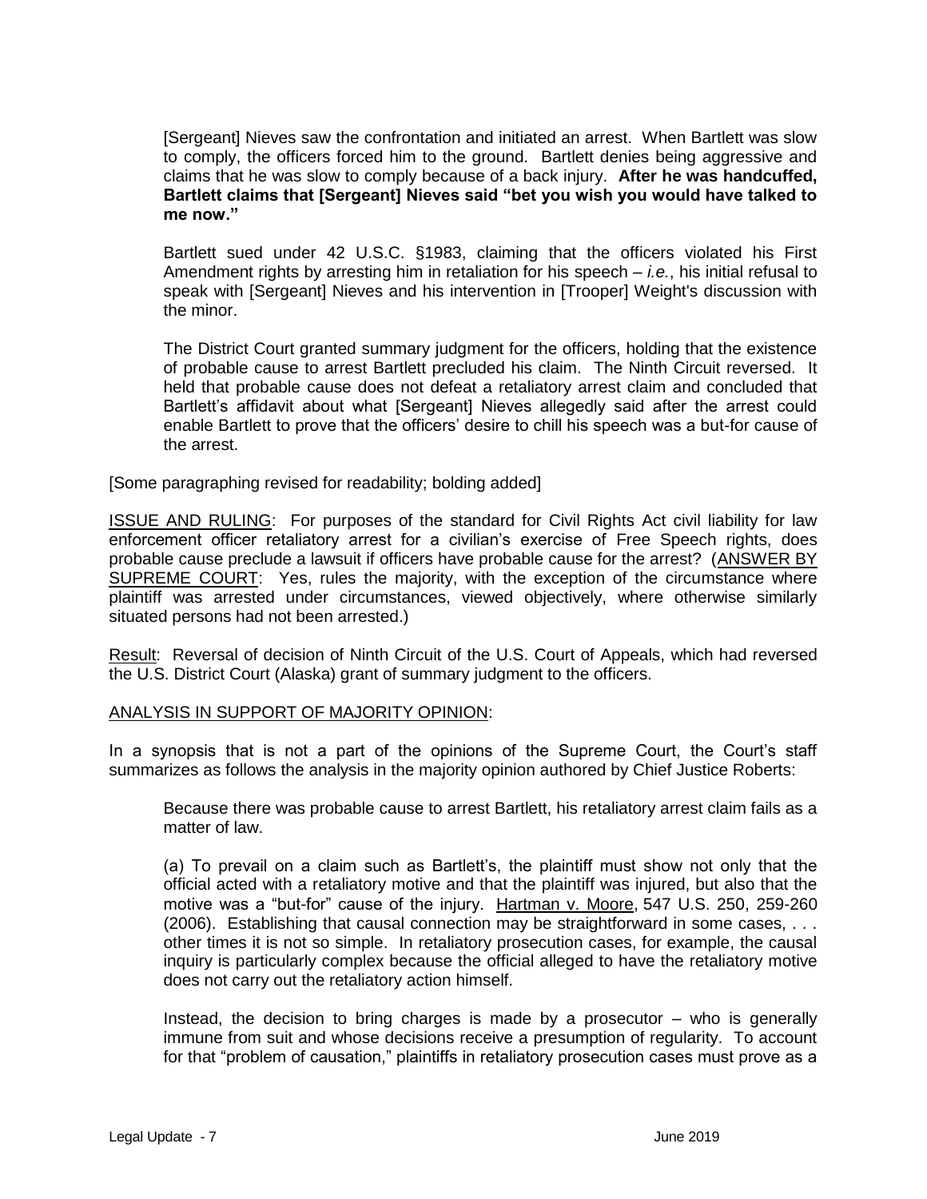> [Sergeant] Nieves saw the confrontation and initiated an arrest. When Bartlett was slow to comply, the officers forced him to the ground. Bartlett denies being aggressive and claims that he was slow to comply because of a back injury. **After he was handcuffed, Bartlett claims that [Sergeant] Nieves said "bet you wish you would have talked to me now."**
>
> Bartlett sued under 42 U.S.C. §1983, claiming that the officers violated his First Amendment rights by arresting him in retaliation for his speech – *i.e.*, his initial refusal to speak with [Sergeant] Nieves and his intervention in [Trooper] Weight's discussion with the minor.
>
> The District Court granted summary judgment for the officers, holding that the existence of probable cause to arrest Bartlett precluded his claim. The Ninth Circuit reversed. It held that probable cause does not defeat a retaliatory arrest claim and concluded that Bartlett's affidavit about what [Sergeant] Nieves allegedly said after the arrest could enable Bartlett to prove that the officers' desire to chill his speech was a but-for cause of the arrest.

[Some paragraphing revised for readability; bolding added]

<u>ISSUE AND RULING</u>: For purposes of the standard for Civil Rights Act civil liability for law enforcement officer retaliatory arrest for a civilian's exercise of Free Speech rights, does probable cause preclude a lawsuit if officers have probable cause for the arrest? (<u>ANSWER BY SUPREME COURT</u>: Yes, rules the majority, with the exception of the circumstance where plaintiff was arrested under circumstances, viewed objectively, where otherwise similarly situated persons had not been arrested.)

<u>Result</u>: Reversal of decision of Ninth Circuit of the U.S. Court of Appeals, which had reversed the U.S. District Court (Alaska) grant of summary judgment to the officers.

<u>ANALYSIS IN SUPPORT OF MAJORITY OPINION</u>:

In a synopsis that is not a part of the opinions of the Supreme Court, the Court's staff summarizes as follows the analysis in the majority opinion authored by Chief Justice Roberts:

> Because there was probable cause to arrest Bartlett, his retaliatory arrest claim fails as a matter of law.
>
> (a) To prevail on a claim such as Bartlett's, the plaintiff must show not only that the official acted with a retaliatory motive and that the plaintiff was injured, but also that the motive was a "but-for" cause of the injury. <u>Hartman v. Moore</u>, 547 U.S. 250, 259-260 (2006). Establishing that causal connection may be straightforward in some cases, . . . other times it is not so simple. In retaliatory prosecution cases, for example, the causal inquiry is particularly complex because the official alleged to have the retaliatory motive does not carry out the retaliatory action himself.
>
> Instead, the decision to bring charges is made by a prosecutor – who is generally immune from suit and whose decisions receive a presumption of regularity. To account for that "problem of causation," plaintiffs in retaliatory prosecution cases must prove as a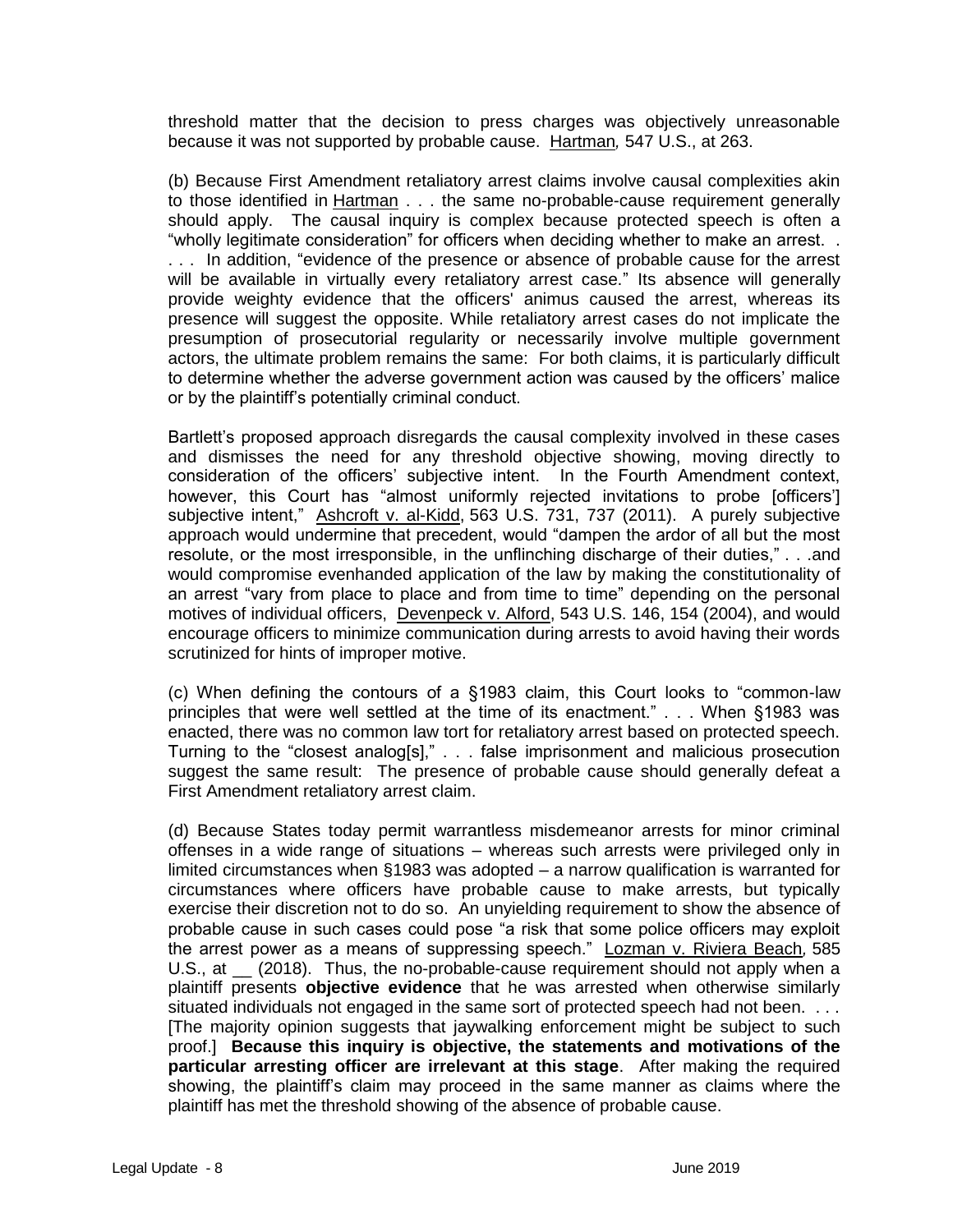threshold matter that the decision to press charges was objectively unreasonable because it was not supported by probable cause. Hartman*,* 547 U.S., at 263.

(b) Because First Amendment retaliatory arrest claims involve causal complexities akin to those identified in Hartman . . . the same no-probable-cause requirement generally should apply. The causal inquiry is complex because protected speech is often a "wholly legitimate consideration" for officers when deciding whether to make an arrest. . . . . In addition, "evidence of the presence or absence of probable cause for the arrest will be available in virtually every retaliatory arrest case." Its absence will generally provide weighty evidence that the officers' animus caused the arrest, whereas its presence will suggest the opposite. While retaliatory arrest cases do not implicate the presumption of prosecutorial regularity or necessarily involve multiple government actors, the ultimate problem remains the same: For both claims, it is particularly difficult to determine whether the adverse government action was caused by the officers' malice or by the plaintiff's potentially criminal conduct.

Bartlett's proposed approach disregards the causal complexity involved in these cases and dismisses the need for any threshold objective showing, moving directly to consideration of the officers' subjective intent. In the Fourth Amendment context, however, this Court has "almost uniformly rejected invitations to probe [officers'] subjective intent," Ashcroft v. al-Kidd, 563 U.S. 731, 737 (2011). A purely subjective approach would undermine that precedent, would "dampen the ardor of all but the most resolute, or the most irresponsible, in the unflinching discharge of their duties," . . .and would compromise evenhanded application of the law by making the constitutionality of an arrest "vary from place to place and from time to time" depending on the personal motives of individual officers, Devenpeck v. Alford, 543 U.S. 146, 154 (2004), and would encourage officers to minimize communication during arrests to avoid having their words scrutinized for hints of improper motive.

(c) When defining the contours of a §1983 claim, this Court looks to "common-law principles that were well settled at the time of its enactment." . . . When §1983 was enacted, there was no common law tort for retaliatory arrest based on protected speech. Turning to the "closest analog[s]," . . . false imprisonment and malicious prosecution suggest the same result: The presence of probable cause should generally defeat a First Amendment retaliatory arrest claim.

(d) Because States today permit warrantless misdemeanor arrests for minor criminal offenses in a wide range of situations – whereas such arrests were privileged only in limited circumstances when §1983 was adopted – a narrow qualification is warranted for circumstances where officers have probable cause to make arrests, but typically exercise their discretion not to do so. An unyielding requirement to show the absence of probable cause in such cases could pose "a risk that some police officers may exploit the arrest power as a means of suppressing speech." Lozman v. Riviera Beach*,* 585 U.S., at __ (2018). Thus, the no-probable-cause requirement should not apply when a plaintiff presents **objective evidence** that he was arrested when otherwise similarly situated individuals not engaged in the same sort of protected speech had not been. . . . [The majority opinion suggests that jaywalking enforcement might be subject to such proof.] **Because this inquiry is objective, the statements and motivations of the particular arresting officer are irrelevant at this stage**. After making the required showing, the plaintiff's claim may proceed in the same manner as claims where the plaintiff has met the threshold showing of the absence of probable cause.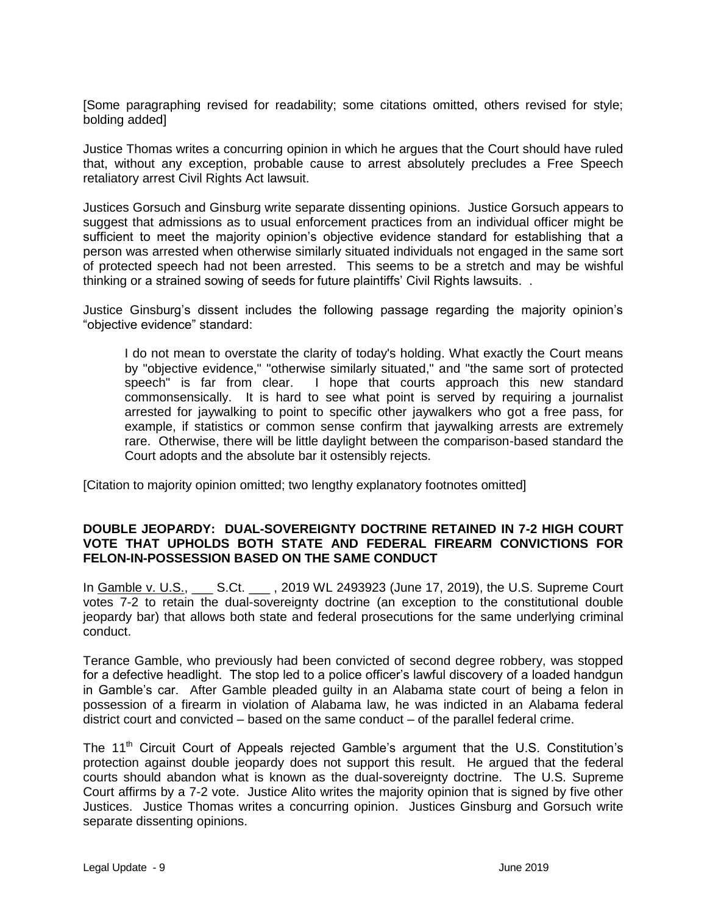[Some paragraphing revised for readability; some citations omitted, others revised for style; bolding added]

Justice Thomas writes a concurring opinion in which he argues that the Court should have ruled that, without any exception, probable cause to arrest absolutely precludes a Free Speech retaliatory arrest Civil Rights Act lawsuit.

Justices Gorsuch and Ginsburg write separate dissenting opinions. Justice Gorsuch appears to suggest that admissions as to usual enforcement practices from an individual officer might be sufficient to meet the majority opinion's objective evidence standard for establishing that a person was arrested when otherwise similarly situated individuals not engaged in the same sort of protected speech had not been arrested. This seems to be a stretch and may be wishful thinking or a strained sowing of seeds for future plaintiffs' Civil Rights lawsuits. .

Justice Ginsburg's dissent includes the following passage regarding the majority opinion's "objective evidence" standard:

> I do not mean to overstate the clarity of today's holding. What exactly the Court means by "objective evidence," "otherwise similarly situated," and "the same sort of protected speech" is far from clear. I hope that courts approach this new standard commonsensically. It is hard to see what point is served by requiring a journalist arrested for jaywalking to point to specific other jaywalkers who got a free pass, for example, if statistics or common sense confirm that jaywalking arrests are extremely rare. Otherwise, there will be little daylight between the comparison-based standard the Court adopts and the absolute bar it ostensibly rejects.

[Citation to majority opinion omitted; two lengthy explanatory footnotes omitted]

**DOUBLE JEOPARDY: DUAL-SOVEREIGNTY DOCTRINE RETAINED IN 7-2 HIGH COURT VOTE THAT UPHOLDS BOTH STATE AND FEDERAL FIREARM CONVICTIONS FOR FELON-IN-POSSESSION BASED ON THE SAME CONDUCT**

In Gamble v. U.S., ___ S.Ct. ___ , 2019 WL 2493923 (June 17, 2019), the U.S. Supreme Court votes 7-2 to retain the dual-sovereignty doctrine (an exception to the constitutional double jeopardy bar) that allows both state and federal prosecutions for the same underlying criminal conduct.

Terance Gamble, who previously had been convicted of second degree robbery, was stopped for a defective headlight. The stop led to a police officer's lawful discovery of a loaded handgun in Gamble's car. After Gamble pleaded guilty in an Alabama state court of being a felon in possession of a firearm in violation of Alabama law, he was indicted in an Alabama federal district court and convicted – based on the same conduct – of the parallel federal crime.

The 11th Circuit Court of Appeals rejected Gamble's argument that the U.S. Constitution's protection against double jeopardy does not support this result. He argued that the federal courts should abandon what is known as the dual-sovereignty doctrine. The U.S. Supreme Court affirms by a 7-2 vote. Justice Alito writes the majority opinion that is signed by five other Justices. Justice Thomas writes a concurring opinion. Justices Ginsburg and Gorsuch write separate dissenting opinions.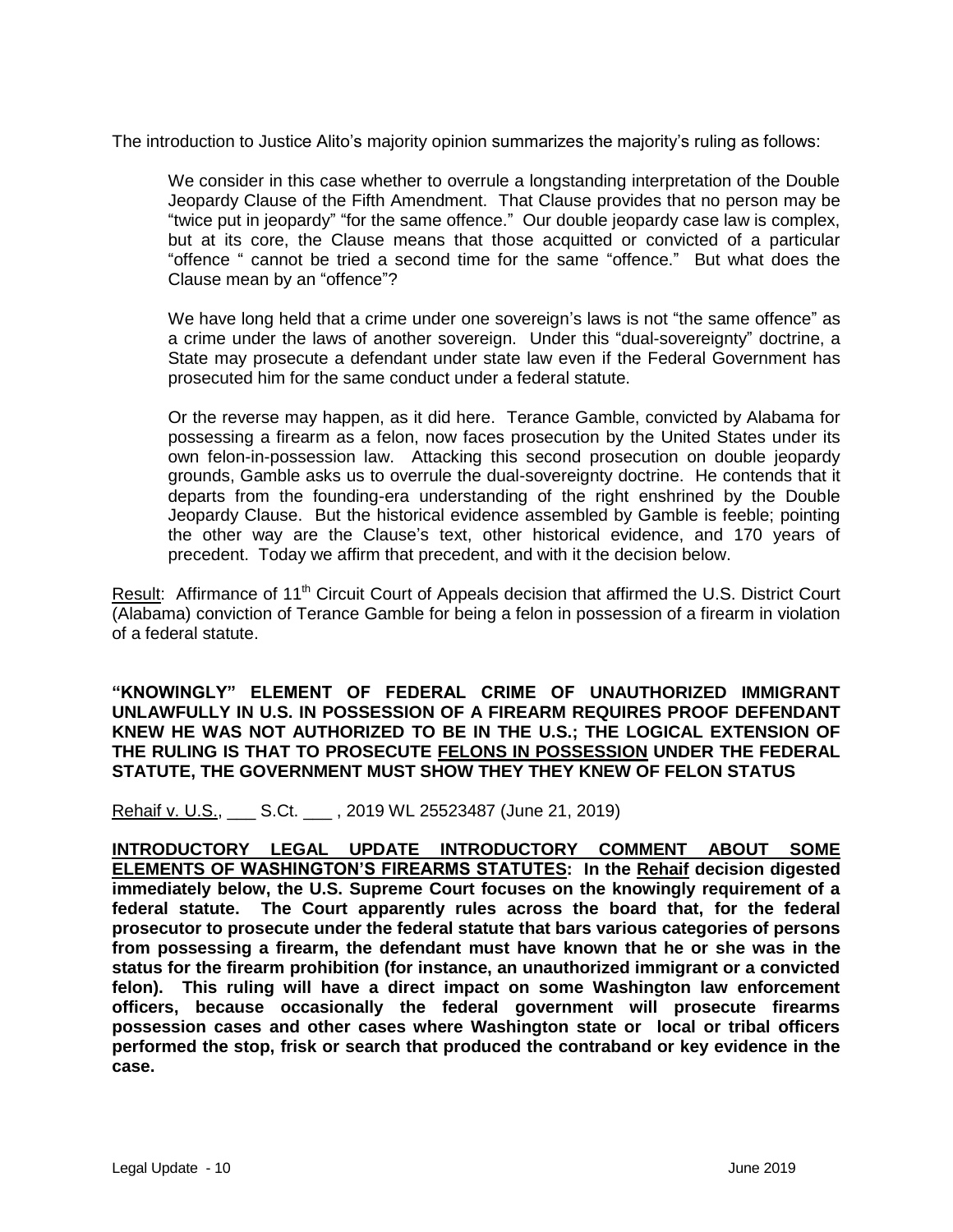The introduction to Justice Alito's majority opinion summarizes the majority's ruling as follows:

> We consider in this case whether to overrule a longstanding interpretation of the Double Jeopardy Clause of the Fifth Amendment. That Clause provides that no person may be "twice put in jeopardy" "for the same offence." Our double jeopardy case law is complex, but at its core, the Clause means that those acquitted or convicted of a particular "offence " cannot be tried a second time for the same "offence." But what does the Clause mean by an "offence"?
>
> We have long held that a crime under one sovereign's laws is not "the same offence" as a crime under the laws of another sovereign. Under this "dual-sovereignty" doctrine, a State may prosecute a defendant under state law even if the Federal Government has prosecuted him for the same conduct under a federal statute.
>
> Or the reverse may happen, as it did here. Terance Gamble, convicted by Alabama for possessing a firearm as a felon, now faces prosecution by the United States under its own felon-in-possession law. Attacking this second prosecution on double jeopardy grounds, Gamble asks us to overrule the dual-sovereignty doctrine. He contends that it departs from the founding-era understanding of the right enshrined by the Double Jeopardy Clause. But the historical evidence assembled by Gamble is feeble; pointing the other way are the Clause's text, other historical evidence, and 170 years of precedent. Today we affirm that precedent, and with it the decision below.

Result: Affirmance of 11th Circuit Court of Appeals decision that affirmed the U.S. District Court (Alabama) conviction of Terance Gamble for being a felon in possession of a firearm in violation of a federal statute.

**"KNOWINGLY" ELEMENT OF FEDERAL CRIME OF UNAUTHORIZED IMMIGRANT UNLAWFULLY IN U.S. IN POSSESSION OF A FIREARM REQUIRES PROOF DEFENDANT KNEW HE WAS NOT AUTHORIZED TO BE IN THE U.S.; THE LOGICAL EXTENSION OF THE RULING IS THAT TO PROSECUTE FELONS IN POSSESSION UNDER THE FEDERAL STATUTE, THE GOVERNMENT MUST SHOW THEY THEY KNEW OF FELON STATUS**

Rehaif v. U.S., ___ S.Ct. ___ , 2019 WL 25523487 (June 21, 2019)

**INTRODUCTORY LEGAL UPDATE INTRODUCTORY COMMENT ABOUT SOME ELEMENTS OF WASHINGTON'S FIREARMS STATUTES: In the Rehaif decision digested immediately below, the U.S. Supreme Court focuses on the knowingly requirement of a federal statute. The Court apparently rules across the board that, for the federal prosecutor to prosecute under the federal statute that bars various categories of persons from possessing a firearm, the defendant must have known that he or she was in the status for the firearm prohibition (for instance, an unauthorized immigrant or a convicted felon). This ruling will have a direct impact on some Washington law enforcement officers, because occasionally the federal government will prosecute firearms possession cases and other cases where Washington state or local or tribal officers performed the stop, frisk or search that produced the contraband or key evidence in the case.**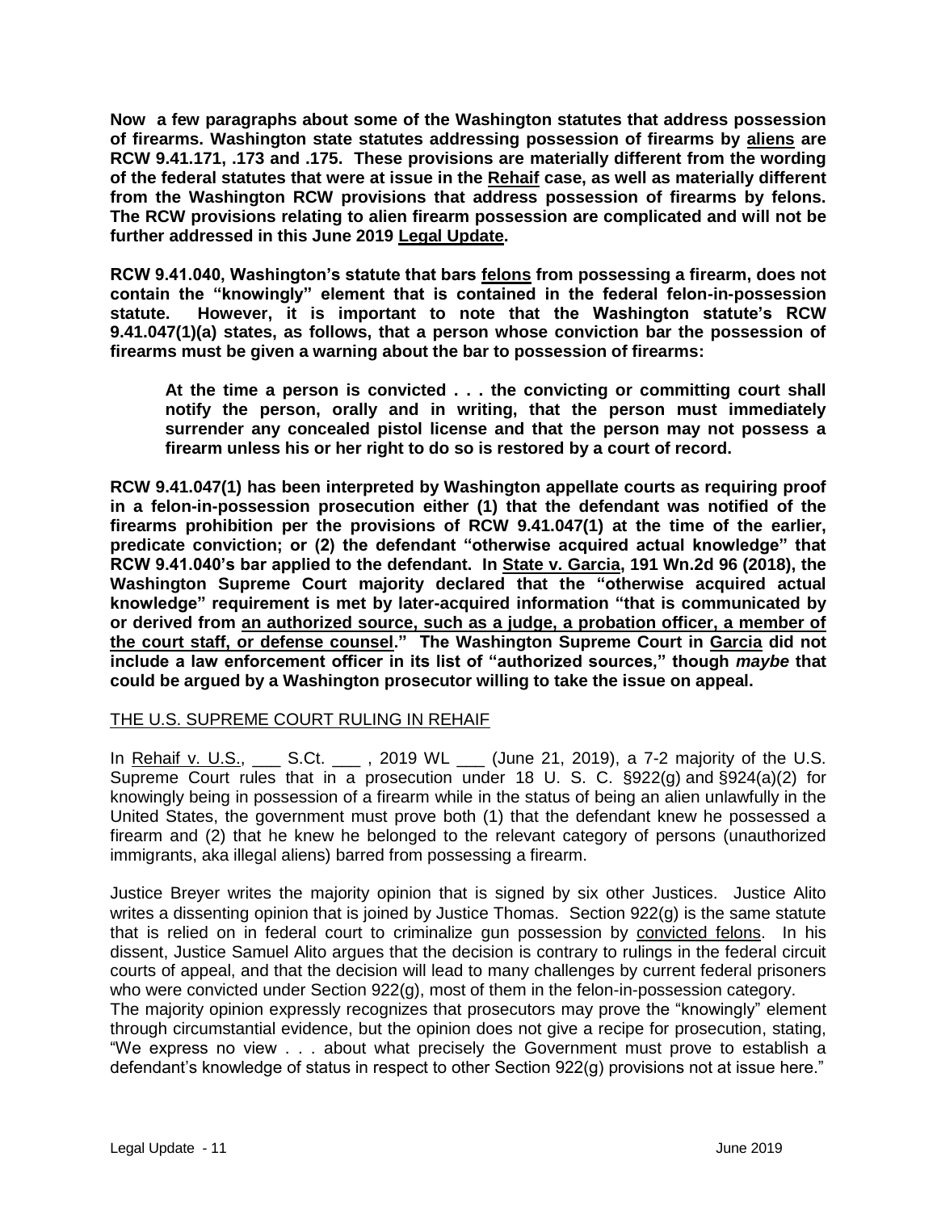**Now a few paragraphs about some of the Washington statutes that address possession of firearms. Washington state statutes addressing possession of firearms by <u>aliens</u> are RCW 9.41.171, .173 and .175. These provisions are materially different from the wording of the federal statutes that were at issue in the <u>Rehaif</u> case, as well as materially different from the Washington RCW provisions that address possession of firearms by felons. The RCW provisions relating to alien firearm possession are complicated and will not be further addressed in this June 2019 <u>Legal Update</u>.**

**RCW 9.41.040, Washington's statute that bars <u>felons</u> from possessing a firearm, does not contain the "knowingly" element that is contained in the federal felon-in-possession statute. However, it is important to note that the Washington statute's RCW 9.41.047(1)(a) states, as follows, that a person whose conviction bar the possession of firearms must be given a warning about the bar to possession of firearms:**

> **At the time a person is convicted . . . the convicting or committing court shall notify the person, orally and in writing, that the person must immediately surrender any concealed pistol license and that the person may not possess a firearm unless his or her right to do so is restored by a court of record.**

**RCW 9.41.047(1) has been interpreted by Washington appellate courts as requiring proof in a felon-in-possession prosecution either (1) that the defendant was notified of the firearms prohibition per the provisions of RCW 9.41.047(1) at the time of the earlier, predicate conviction; or (2) the defendant "otherwise acquired actual knowledge" that RCW 9.41.040's bar applied to the defendant. In <u>State v. Garcia</u>, 191 Wn.2d 96 (2018), the Washington Supreme Court majority declared that the "otherwise acquired actual knowledge" requirement is met by later-acquired information "that is communicated by or derived from <u>an authorized source, such as a judge, a probation officer, a member of the court staff, or defense counsel</u>." The Washington Supreme Court in <u>Garcia</u> did not include a law enforcement officer in its list of "authorized sources," though *maybe* that could be argued by a Washington prosecutor willing to take the issue on appeal.**

<u>THE U.S. SUPREME COURT RULING IN REHAIF</u>

In <u>Rehaif v. U.S.</u>, ___ S.Ct. ___ , 2019 WL ___ (June 21, 2019), a 7-2 majority of the U.S. Supreme Court rules that in a prosecution under 18 U. S. C. §922(g) and §924(a)(2) for knowingly being in possession of a firearm while in the status of being an alien unlawfully in the United States, the government must prove both (1) that the defendant knew he possessed a firearm and (2) that he knew he belonged to the relevant category of persons (unauthorized immigrants, aka illegal aliens) barred from possessing a firearm.

Justice Breyer writes the majority opinion that is signed by six other Justices. Justice Alito writes a dissenting opinion that is joined by Justice Thomas. Section 922(g) is the same statute that is relied on in federal court to criminalize gun possession by <u>convicted felons</u>. In his dissent, Justice Samuel Alito argues that the decision is contrary to rulings in the federal circuit courts of appeal, and that the decision will lead to many challenges by current federal prisoners who were convicted under Section 922(g), most of them in the felon-in-possession category.

The majority opinion expressly recognizes that prosecutors may prove the "knowingly" element through circumstantial evidence, but the opinion does not give a recipe for prosecution, stating, "We express no view . . . about what precisely the Government must prove to establish a defendant's knowledge of status in respect to other Section 922(g) provisions not at issue here."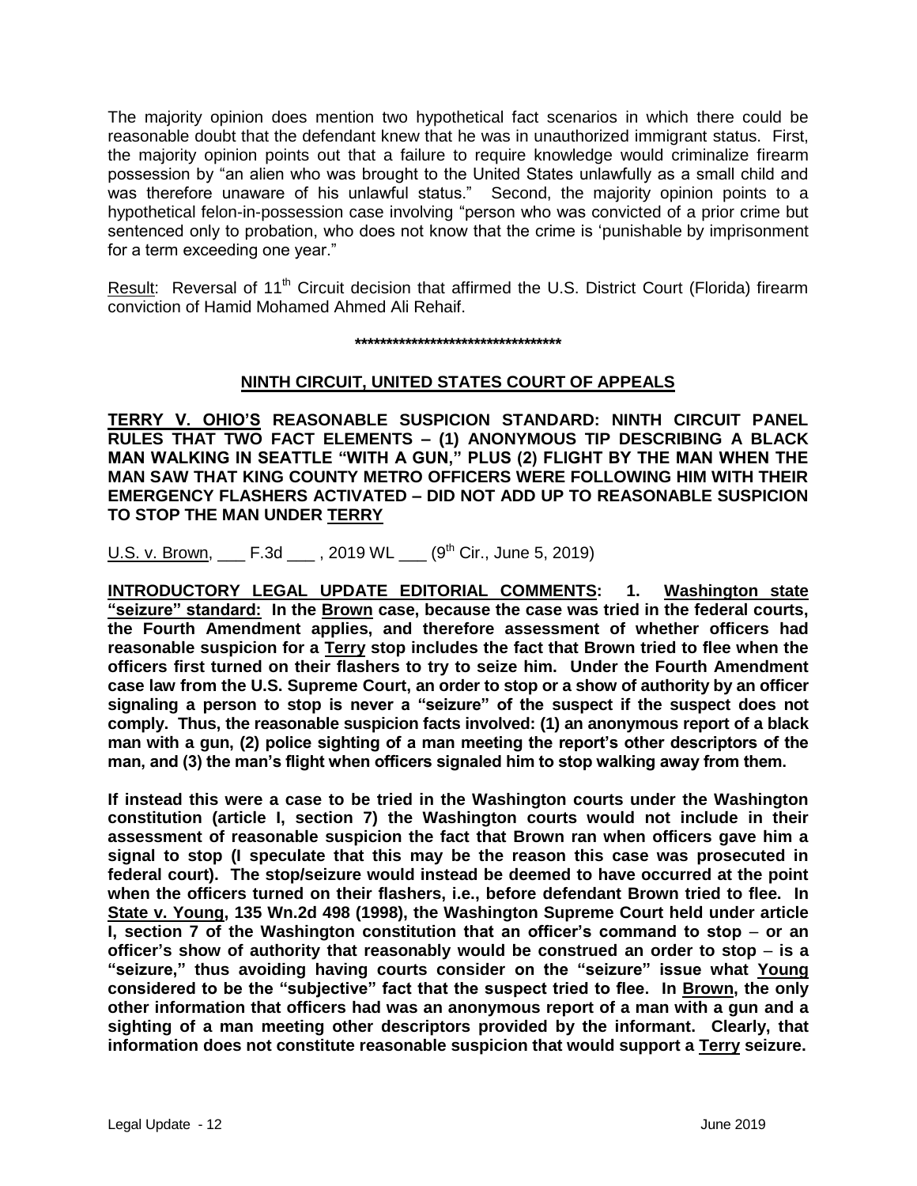The majority opinion does mention two hypothetical fact scenarios in which there could be reasonable doubt that the defendant knew that he was in unauthorized immigrant status. First, the majority opinion points out that a failure to require knowledge would criminalize firearm possession by "an alien who was brought to the United States unlawfully as a small child and was therefore unaware of his unlawful status." Second, the majority opinion points to a hypothetical felon-in-possession case involving "person who was convicted of a prior crime but sentenced only to probation, who does not know that the crime is 'punishable by imprisonment for a term exceeding one year."

Result: Reversal of 11th Circuit decision that affirmed the U.S. District Court (Florida) firearm conviction of Hamid Mohamed Ahmed Ali Rehaif.

**\*\*\*\*\*\*\*\*\*\*\*\*\*\*\*\*\*\*\*\*\*\*\*\*\*\*\*\*\*\*\*\*\***

## NINTH CIRCUIT, UNITED STATES COURT OF APPEALS

**TERRY V. OHIO'S REASONABLE SUSPICION STANDARD: NINTH CIRCUIT PANEL RULES THAT TWO FACT ELEMENTS – (1) ANONYMOUS TIP DESCRIBING A BLACK MAN WALKING IN SEATTLE "WITH A GUN," PLUS (2) FLIGHT BY THE MAN WHEN THE MAN SAW THAT KING COUNTY METRO OFFICERS WERE FOLLOWING HIM WITH THEIR EMERGENCY FLASHERS ACTIVATED – DID NOT ADD UP TO REASONABLE SUSPICION TO STOP THE MAN UNDER TERRY**

U.S. v. Brown, ___ F.3d ___ , 2019 WL ___ (9th Cir., June 5, 2019)

**INTRODUCTORY LEGAL UPDATE EDITORIAL COMMENTS: 1. Washington state "seizure" standard: In the Brown case, because the case was tried in the federal courts, the Fourth Amendment applies, and therefore assessment of whether officers had reasonable suspicion for a Terry stop includes the fact that Brown tried to flee when the officers first turned on their flashers to try to seize him. Under the Fourth Amendment case law from the U.S. Supreme Court, an order to stop or a show of authority by an officer signaling a person to stop is never a "seizure" of the suspect if the suspect does not comply. Thus, the reasonable suspicion facts involved: (1) an anonymous report of a black man with a gun, (2) police sighting of a man meeting the report's other descriptors of the man, and (3) the man's flight when officers signaled him to stop walking away from them.**

**If instead this were a case to be tried in the Washington courts under the Washington constitution (article I, section 7) the Washington courts would not include in their assessment of reasonable suspicion the fact that Brown ran when officers gave him a signal to stop (I speculate that this may be the reason this case was prosecuted in federal court). The stop/seizure would instead be deemed to have occurred at the point when the officers turned on their flashers, i.e., before defendant Brown tried to flee. In State v. Young, 135 Wn.2d 498 (1998), the Washington Supreme Court held under article I, section 7 of the Washington constitution that an officer's command to stop – or an officer's show of authority that reasonably would be construed an order to stop – is a "seizure," thus avoiding having courts consider on the "seizure" issue what Young considered to be the "subjective" fact that the suspect tried to flee. In Brown, the only other information that officers had was an anonymous report of a man with a gun and a sighting of a man meeting other descriptors provided by the informant. Clearly, that information does not constitute reasonable suspicion that would support a Terry seizure.**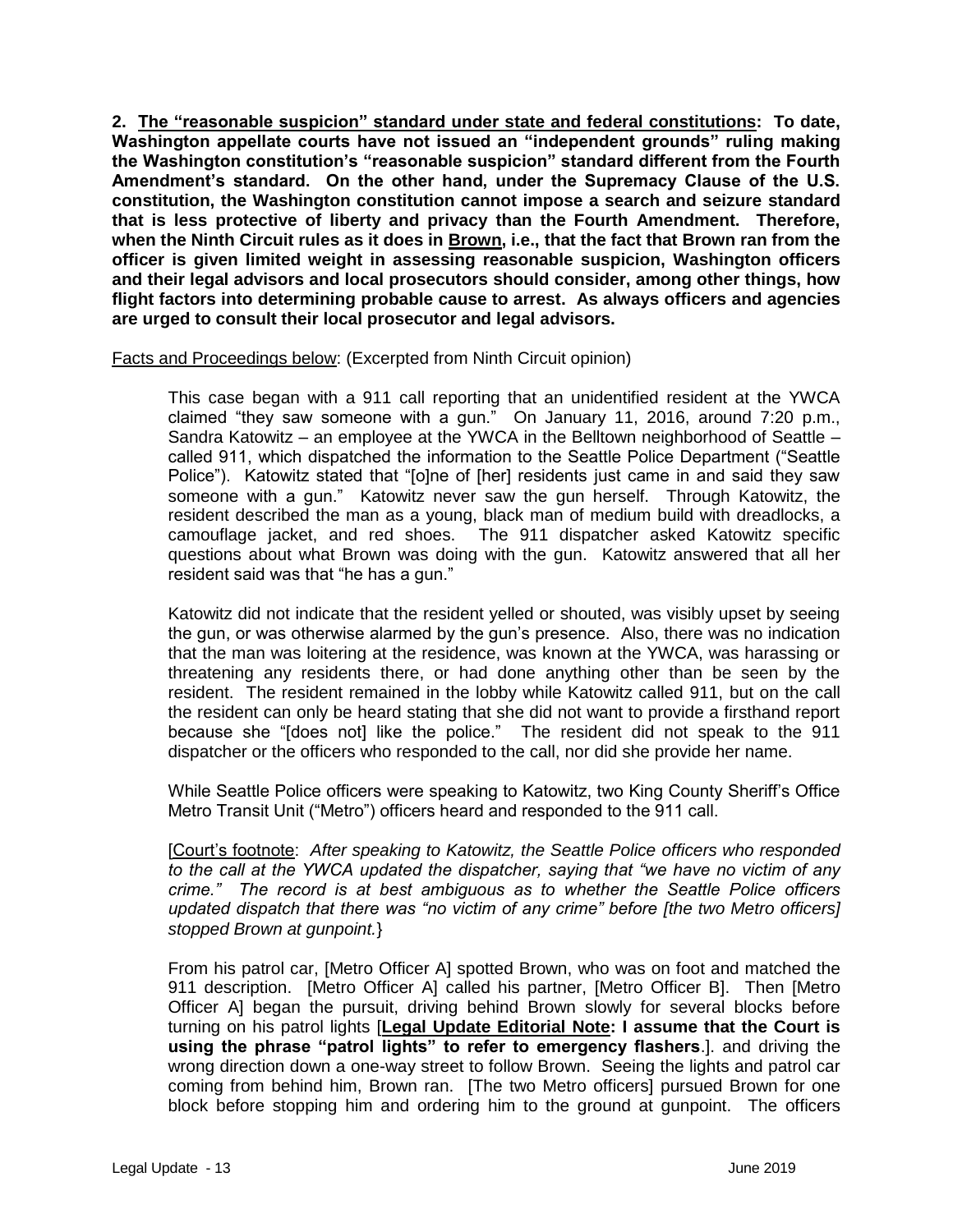**2. <u>The "reasonable suspicion" standard under state and federal constitutions</u>: To date, Washington appellate courts have not issued an "independent grounds" ruling making the Washington constitution's "reasonable suspicion" standard different from the Fourth Amendment's standard. On the other hand, under the Supremacy Clause of the U.S. constitution, the Washington constitution cannot impose a search and seizure standard that is less protective of liberty and privacy than the Fourth Amendment. Therefore, when the Ninth Circuit rules as it does in <u>Brown</u>, i.e., that the fact that Brown ran from the officer is given limited weight in assessing reasonable suspicion, Washington officers and their legal advisors and local prosecutors should consider, among other things, how flight factors into determining probable cause to arrest. As always officers and agencies are urged to consult their local prosecutor and legal advisors.**

<u>Facts and Proceedings below</u>: (Excerpted from Ninth Circuit opinion)

> This case began with a 911 call reporting that an unidentified resident at the YWCA claimed "they saw someone with a gun." On January 11, 2016, around 7:20 p.m., Sandra Katowitz – an employee at the YWCA in the Belltown neighborhood of Seattle – called 911, which dispatched the information to the Seattle Police Department ("Seattle Police"). Katowitz stated that "[o]ne of [her] residents just came in and said they saw someone with a gun." Katowitz never saw the gun herself. Through Katowitz, the resident described the man as a young, black man of medium build with dreadlocks, a camouflage jacket, and red shoes. The 911 dispatcher asked Katowitz specific questions about what Brown was doing with the gun. Katowitz answered that all her resident said was that "he has a gun."
>
> Katowitz did not indicate that the resident yelled or shouted, was visibly upset by seeing the gun, or was otherwise alarmed by the gun's presence. Also, there was no indication that the man was loitering at the residence, was known at the YWCA, was harassing or threatening any residents there, or had done anything other than be seen by the resident. The resident remained in the lobby while Katowitz called 911, but on the call the resident can only be heard stating that she did not want to provide a firsthand report because she "[does not] like the police." The resident did not speak to the 911 dispatcher or the officers who responded to the call, nor did she provide her name.
>
> While Seattle Police officers were speaking to Katowitz, two King County Sheriff's Office Metro Transit Unit ("Metro") officers heard and responded to the 911 call.
>
> [<u>Court's footnote</u>: *After speaking to Katowitz, the Seattle Police officers who responded to the call at the YWCA updated the dispatcher, saying that "we have no victim of any crime." The record is at best ambiguous as to whether the Seattle Police officers updated dispatch that there was "no victim of any crime" before [the two Metro officers] stopped Brown at gunpoint.*}
>
> From his patrol car, [Metro Officer A] spotted Brown, who was on foot and matched the 911 description. [Metro Officer A] called his partner, [Metro Officer B]. Then [Metro Officer A] began the pursuit, driving behind Brown slowly for several blocks before turning on his patrol lights [**<u>Legal Update Editorial Note</u>: I assume that the Court is using the phrase "patrol lights" to refer to emergency flashers**.]. and driving the wrong direction down a one-way street to follow Brown. Seeing the lights and patrol car coming from behind him, Brown ran. [The two Metro officers] pursued Brown for one block before stopping him and ordering him to the ground at gunpoint. The officers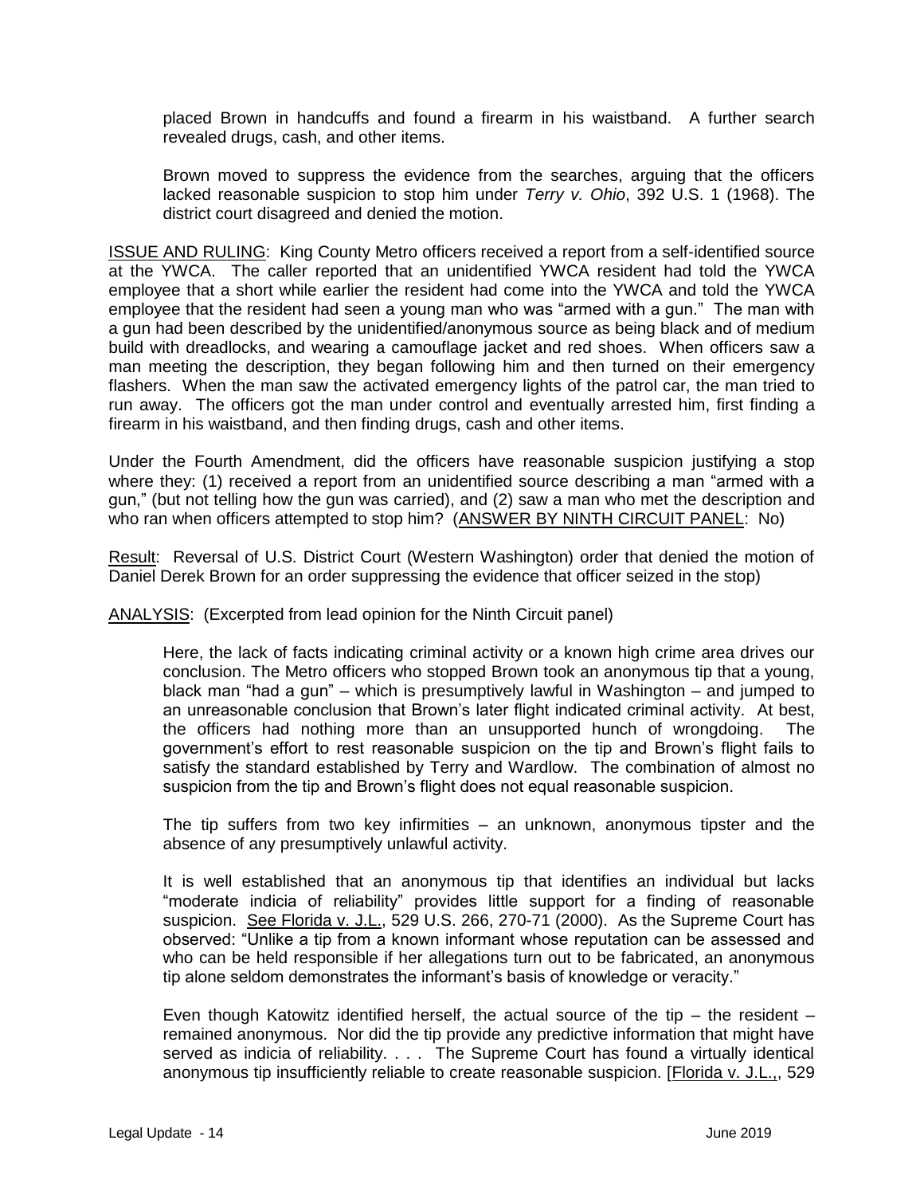placed Brown in handcuffs and found a firearm in his waistband. A further search revealed drugs, cash, and other items.

> Brown moved to suppress the evidence from the searches, arguing that the officers lacked reasonable suspicion to stop him under *Terry v. Ohio*, 392 U.S. 1 (1968). The district court disagreed and denied the motion.

<u>ISSUE AND RULING</u>: King County Metro officers received a report from a self-identified source at the YWCA. The caller reported that an unidentified YWCA resident had told the YWCA employee that a short while earlier the resident had come into the YWCA and told the YWCA employee that the resident had seen a young man who was "armed with a gun." The man with a gun had been described by the unidentified/anonymous source as being black and of medium build with dreadlocks, and wearing a camouflage jacket and red shoes. When officers saw a man meeting the description, they began following him and then turned on their emergency flashers. When the man saw the activated emergency lights of the patrol car, the man tried to run away. The officers got the man under control and eventually arrested him, first finding a firearm in his waistband, and then finding drugs, cash and other items.

Under the Fourth Amendment, did the officers have reasonable suspicion justifying a stop where they: (1) received a report from an unidentified source describing a man "armed with a gun," (but not telling how the gun was carried), and (2) saw a man who met the description and who ran when officers attempted to stop him? (<u>ANSWER BY NINTH CIRCUIT PANEL</u>: No)

<u>Result</u>: Reversal of U.S. District Court (Western Washington) order that denied the motion of Daniel Derek Brown for an order suppressing the evidence that officer seized in the stop)

<u>ANALYSIS</u>: (Excerpted from lead opinion for the Ninth Circuit panel)

> Here, the lack of facts indicating criminal activity or a known high crime area drives our conclusion. The Metro officers who stopped Brown took an anonymous tip that a young, black man "had a gun" – which is presumptively lawful in Washington – and jumped to an unreasonable conclusion that Brown's later flight indicated criminal activity. At best, the officers had nothing more than an unsupported hunch of wrongdoing. The government's effort to rest reasonable suspicion on the tip and Brown's flight fails to satisfy the standard established by Terry and Wardlow. The combination of almost no suspicion from the tip and Brown's flight does not equal reasonable suspicion.
>
> The tip suffers from two key infirmities – an unknown, anonymous tipster and the absence of any presumptively unlawful activity.
>
> It is well established that an anonymous tip that identifies an individual but lacks "moderate indicia of reliability" provides little support for a finding of reasonable suspicion. <u>See Florida v. J.L.</u>, 529 U.S. 266, 270-71 (2000). As the Supreme Court has observed: "Unlike a tip from a known informant whose reputation can be assessed and who can be held responsible if her allegations turn out to be fabricated, an anonymous tip alone seldom demonstrates the informant's basis of knowledge or veracity."
>
> Even though Katowitz identified herself, the actual source of the tip – the resident – remained anonymous. Nor did the tip provide any predictive information that might have served as indicia of reliability. . . . The Supreme Court has found a virtually identical anonymous tip insufficiently reliable to create reasonable suspicion. [<u>Florida v. J.L.</u>,, 529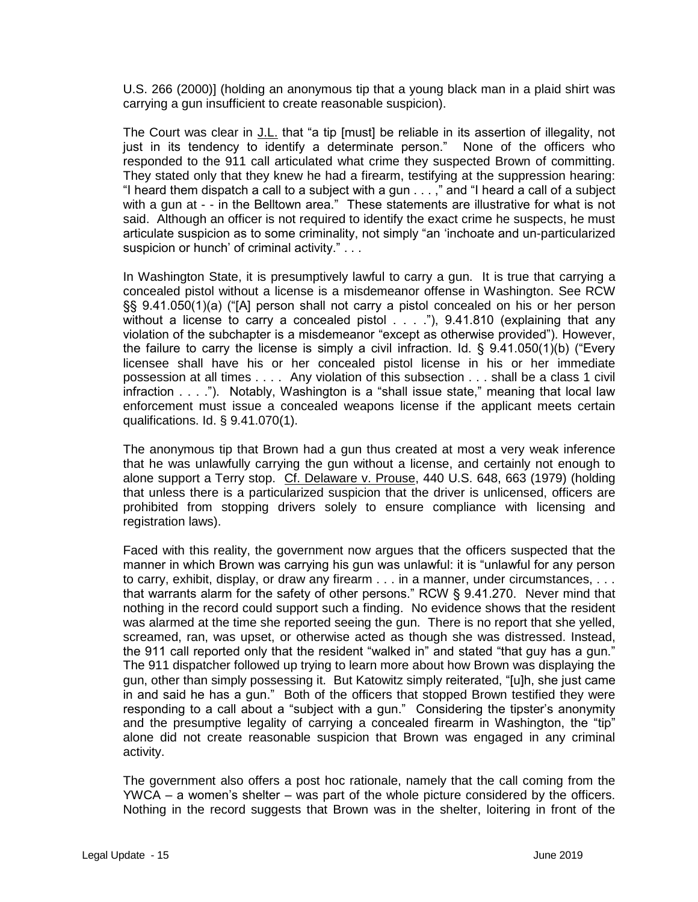U.S. 266 (2000)] (holding an anonymous tip that a young black man in a plaid shirt was carrying a gun insufficient to create reasonable suspicion).

The Court was clear in J.L. that "a tip [must] be reliable in its assertion of illegality, not just in its tendency to identify a determinate person." None of the officers who responded to the 911 call articulated what crime they suspected Brown of committing. They stated only that they knew he had a firearm, testifying at the suppression hearing: "I heard them dispatch a call to a subject with a gun . . . ," and "I heard a call of a subject with a gun at - - in the Belltown area." These statements are illustrative for what is not said. Although an officer is not required to identify the exact crime he suspects, he must articulate suspicion as to some criminality, not simply "an 'inchoate and un-particularized suspicion or hunch' of criminal activity." . . .

In Washington State, it is presumptively lawful to carry a gun. It is true that carrying a concealed pistol without a license is a misdemeanor offense in Washington. See RCW §§ 9.41.050(1)(a) ("[A] person shall not carry a pistol concealed on his or her person without a license to carry a concealed pistol . . . ."), 9.41.810 (explaining that any violation of the subchapter is a misdemeanor "except as otherwise provided"). However, the failure to carry the license is simply a civil infraction. Id. § 9.41.050(1)(b) ("Every licensee shall have his or her concealed pistol license in his or her immediate possession at all times . . . . Any violation of this subsection . . . shall be a class 1 civil infraction . . . ."). Notably, Washington is a "shall issue state," meaning that local law enforcement must issue a concealed weapons license if the applicant meets certain qualifications. Id. § 9.41.070(1).

The anonymous tip that Brown had a gun thus created at most a very weak inference that he was unlawfully carrying the gun without a license, and certainly not enough to alone support a Terry stop. Cf. Delaware v. Prouse, 440 U.S. 648, 663 (1979) (holding that unless there is a particularized suspicion that the driver is unlicensed, officers are prohibited from stopping drivers solely to ensure compliance with licensing and registration laws).

Faced with this reality, the government now argues that the officers suspected that the manner in which Brown was carrying his gun was unlawful: it is "unlawful for any person to carry, exhibit, display, or draw any firearm . . . in a manner, under circumstances, . . . that warrants alarm for the safety of other persons." RCW § 9.41.270. Never mind that nothing in the record could support such a finding. No evidence shows that the resident was alarmed at the time she reported seeing the gun. There is no report that she yelled, screamed, ran, was upset, or otherwise acted as though she was distressed. Instead, the 911 call reported only that the resident "walked in" and stated "that guy has a gun." The 911 dispatcher followed up trying to learn more about how Brown was displaying the gun, other than simply possessing it. But Katowitz simply reiterated, "[u]h, she just came in and said he has a gun." Both of the officers that stopped Brown testified they were responding to a call about a "subject with a gun." Considering the tipster's anonymity and the presumptive legality of carrying a concealed firearm in Washington, the "tip" alone did not create reasonable suspicion that Brown was engaged in any criminal activity.

The government also offers a post hoc rationale, namely that the call coming from the YWCA – a women's shelter – was part of the whole picture considered by the officers. Nothing in the record suggests that Brown was in the shelter, loitering in front of the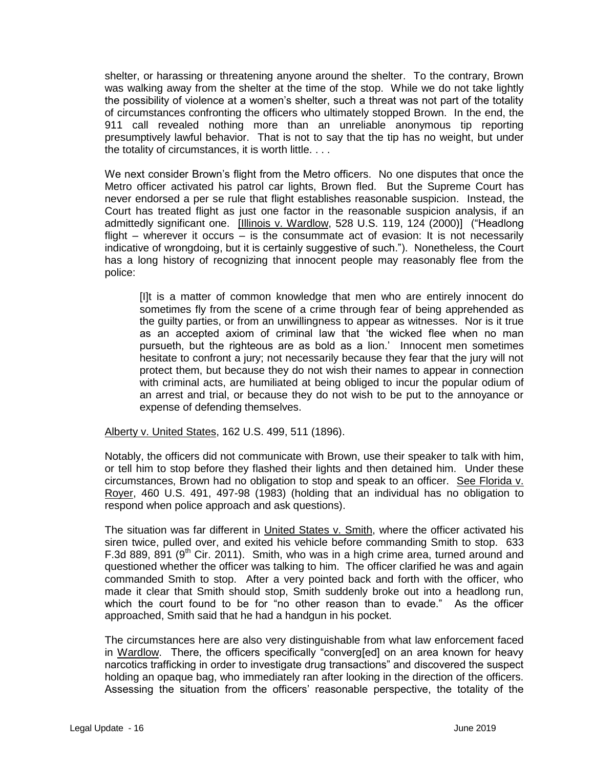shelter, or harassing or threatening anyone around the shelter. To the contrary, Brown was walking away from the shelter at the time of the stop. While we do not take lightly the possibility of violence at a women's shelter, such a threat was not part of the totality of circumstances confronting the officers who ultimately stopped Brown. In the end, the 911 call revealed nothing more than an unreliable anonymous tip reporting presumptively lawful behavior. That is not to say that the tip has no weight, but under the totality of circumstances, it is worth little. . . .

We next consider Brown's flight from the Metro officers. No one disputes that once the Metro officer activated his patrol car lights, Brown fled. But the Supreme Court has never endorsed a per se rule that flight establishes reasonable suspicion. Instead, the Court has treated flight as just one factor in the reasonable suspicion analysis, if an admittedly significant one. [Illinois v. Wardlow, 528 U.S. 119, 124 (2000)] ("Headlong flight – wherever it occurs – is the consummate act of evasion: It is not necessarily indicative of wrongdoing, but it is certainly suggestive of such."). Nonetheless, the Court has a long history of recognizing that innocent people may reasonably flee from the police:

> [I]t is a matter of common knowledge that men who are entirely innocent do sometimes fly from the scene of a crime through fear of being apprehended as the guilty parties, or from an unwillingness to appear as witnesses. Nor is it true as an accepted axiom of criminal law that 'the wicked flee when no man pursueth, but the righteous are as bold as a lion.' Innocent men sometimes hesitate to confront a jury; not necessarily because they fear that the jury will not protect them, but because they do not wish their names to appear in connection with criminal acts, are humiliated at being obliged to incur the popular odium of an arrest and trial, or because they do not wish to be put to the annoyance or expense of defending themselves.

Alberty v. United States, 162 U.S. 499, 511 (1896).

Notably, the officers did not communicate with Brown, use their speaker to talk with him, or tell him to stop before they flashed their lights and then detained him. Under these circumstances, Brown had no obligation to stop and speak to an officer. See Florida v. Royer, 460 U.S. 491, 497-98 (1983) (holding that an individual has no obligation to respond when police approach and ask questions).

The situation was far different in United States v. Smith, where the officer activated his siren twice, pulled over, and exited his vehicle before commanding Smith to stop. 633 F.3d 889, 891 (9th Cir. 2011). Smith, who was in a high crime area, turned around and questioned whether the officer was talking to him. The officer clarified he was and again commanded Smith to stop. After a very pointed back and forth with the officer, who made it clear that Smith should stop, Smith suddenly broke out into a headlong run, which the court found to be for "no other reason than to evade." As the officer approached, Smith said that he had a handgun in his pocket.

The circumstances here are also very distinguishable from what law enforcement faced in Wardlow. There, the officers specifically "converg[ed] on an area known for heavy narcotics trafficking in order to investigate drug transactions" and discovered the suspect holding an opaque bag, who immediately ran after looking in the direction of the officers. Assessing the situation from the officers' reasonable perspective, the totality of the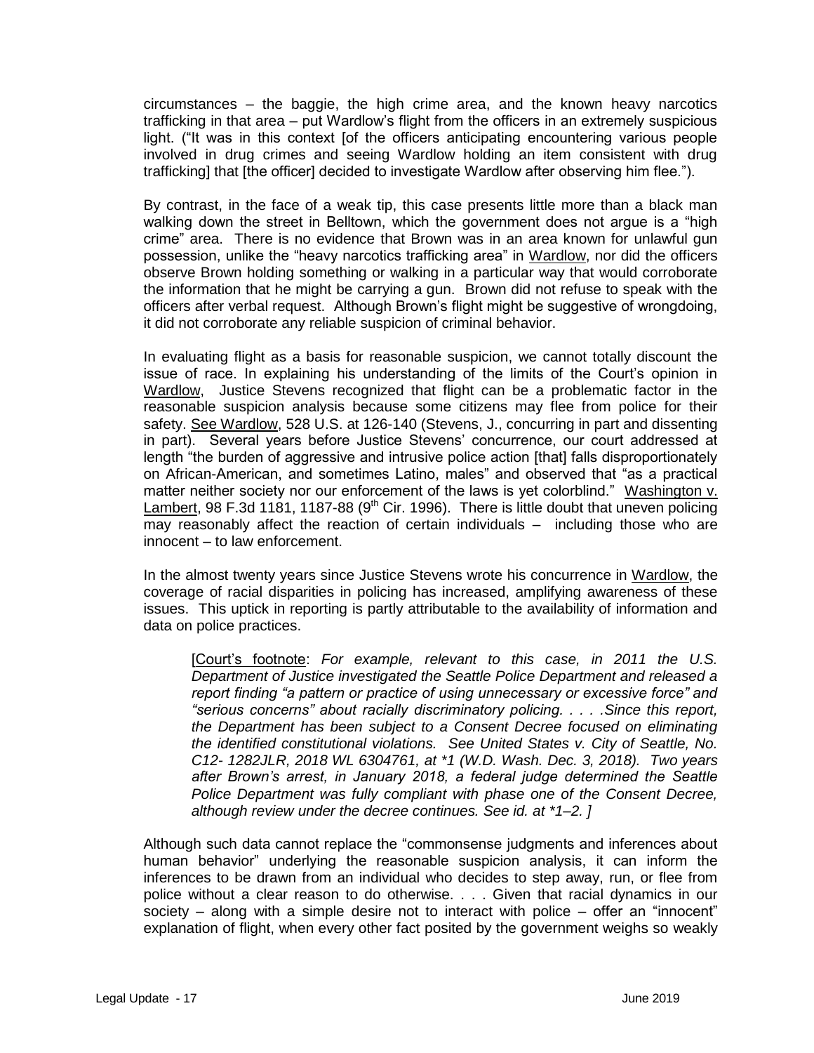circumstances – the baggie, the high crime area, and the known heavy narcotics trafficking in that area – put Wardlow's flight from the officers in an extremely suspicious light. ("It was in this context [of the officers anticipating encountering various people involved in drug crimes and seeing Wardlow holding an item consistent with drug trafficking] that [the officer] decided to investigate Wardlow after observing him flee.").

By contrast, in the face of a weak tip, this case presents little more than a black man walking down the street in Belltown, which the government does not argue is a "high crime" area. There is no evidence that Brown was in an area known for unlawful gun possession, unlike the "heavy narcotics trafficking area" in Wardlow, nor did the officers observe Brown holding something or walking in a particular way that would corroborate the information that he might be carrying a gun. Brown did not refuse to speak with the officers after verbal request. Although Brown's flight might be suggestive of wrongdoing, it did not corroborate any reliable suspicion of criminal behavior.

In evaluating flight as a basis for reasonable suspicion, we cannot totally discount the issue of race. In explaining his understanding of the limits of the Court's opinion in Wardlow, Justice Stevens recognized that flight can be a problematic factor in the reasonable suspicion analysis because some citizens may flee from police for their safety. See Wardlow, 528 U.S. at 126-140 (Stevens, J., concurring in part and dissenting in part). Several years before Justice Stevens' concurrence, our court addressed at length "the burden of aggressive and intrusive police action [that] falls disproportionately on African-American, and sometimes Latino, males" and observed that "as a practical matter neither society nor our enforcement of the laws is yet colorblind." Washington v. Lambert, 98 F.3d 1181, 1187-88 (9th Cir. 1996). There is little doubt that uneven policing may reasonably affect the reaction of certain individuals – including those who are innocent – to law enforcement.

In the almost twenty years since Justice Stevens wrote his concurrence in Wardlow, the coverage of racial disparities in policing has increased, amplifying awareness of these issues. This uptick in reporting is partly attributable to the availability of information and data on police practices.

> [Court's footnote: *For example, relevant to this case, in 2011 the U.S. Department of Justice investigated the Seattle Police Department and released a report finding "a pattern or practice of using unnecessary or excessive force" and "serious concerns" about racially discriminatory policing. . . . .Since this report, the Department has been subject to a Consent Decree focused on eliminating the identified constitutional violations. See United States v. City of Seattle, No. C12- 1282JLR, 2018 WL 6304761, at \*1 (W.D. Wash. Dec. 3, 2018). Two years after Brown's arrest, in January 2018, a federal judge determined the Seattle Police Department was fully compliant with phase one of the Consent Decree, although review under the decree continues. See id. at \*1–2.* ]

Although such data cannot replace the "commonsense judgments and inferences about human behavior" underlying the reasonable suspicion analysis, it can inform the inferences to be drawn from an individual who decides to step away, run, or flee from police without a clear reason to do otherwise. . . . Given that racial dynamics in our society – along with a simple desire not to interact with police – offer an "innocent" explanation of flight, when every other fact posited by the government weighs so weakly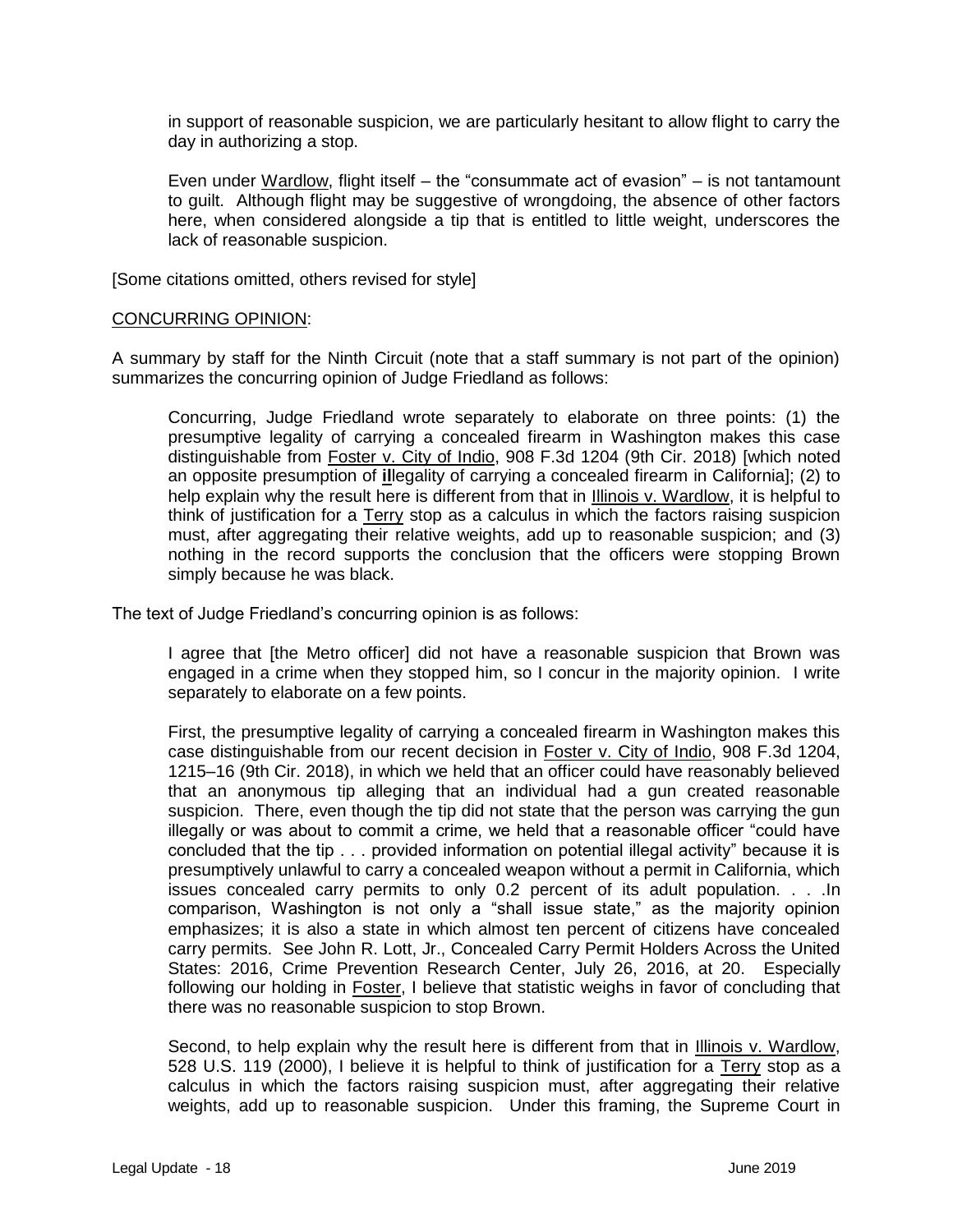> in support of reasonable suspicion, we are particularly hesitant to allow flight to carry the day in authorizing a stop.
>
> Even under Wardlow, flight itself – the "consummate act of evasion" – is not tantamount to guilt. Although flight may be suggestive of wrongdoing, the absence of other factors here, when considered alongside a tip that is entitled to little weight, underscores the lack of reasonable suspicion.

[Some citations omitted, others revised for style]

CONCURRING OPINION:

A summary by staff for the Ninth Circuit (note that a staff summary is not part of the opinion) summarizes the concurring opinion of Judge Friedland as follows:

> Concurring, Judge Friedland wrote separately to elaborate on three points: (1) the presumptive legality of carrying a concealed firearm in Washington makes this case distinguishable from Foster v. City of Indio, 908 F.3d 1204 (9th Cir. 2018) [which noted an opposite presumption of **il**legality of carrying a concealed firearm in California]; (2) to help explain why the result here is different from that in Illinois v. Wardlow, it is helpful to think of justification for a Terry stop as a calculus in which the factors raising suspicion must, after aggregating their relative weights, add up to reasonable suspicion; and (3) nothing in the record supports the conclusion that the officers were stopping Brown simply because he was black.

The text of Judge Friedland's concurring opinion is as follows:

> I agree that [the Metro officer] did not have a reasonable suspicion that Brown was engaged in a crime when they stopped him, so I concur in the majority opinion. I write separately to elaborate on a few points.
>
> First, the presumptive legality of carrying a concealed firearm in Washington makes this case distinguishable from our recent decision in Foster v. City of Indio, 908 F.3d 1204, 1215–16 (9th Cir. 2018), in which we held that an officer could have reasonably believed that an anonymous tip alleging that an individual had a gun created reasonable suspicion. There, even though the tip did not state that the person was carrying the gun illegally or was about to commit a crime, we held that a reasonable officer "could have concluded that the tip . . . provided information on potential illegal activity" because it is presumptively unlawful to carry a concealed weapon without a permit in California, which issues concealed carry permits to only 0.2 percent of its adult population. . . .In comparison, Washington is not only a "shall issue state," as the majority opinion emphasizes; it is also a state in which almost ten percent of citizens have concealed carry permits. See John R. Lott, Jr., Concealed Carry Permit Holders Across the United States: 2016, Crime Prevention Research Center, July 26, 2016, at 20. Especially following our holding in Foster, I believe that statistic weighs in favor of concluding that there was no reasonable suspicion to stop Brown.
>
> Second, to help explain why the result here is different from that in Illinois v. Wardlow, 528 U.S. 119 (2000), I believe it is helpful to think of justification for a Terry stop as a calculus in which the factors raising suspicion must, after aggregating their relative weights, add up to reasonable suspicion. Under this framing, the Supreme Court in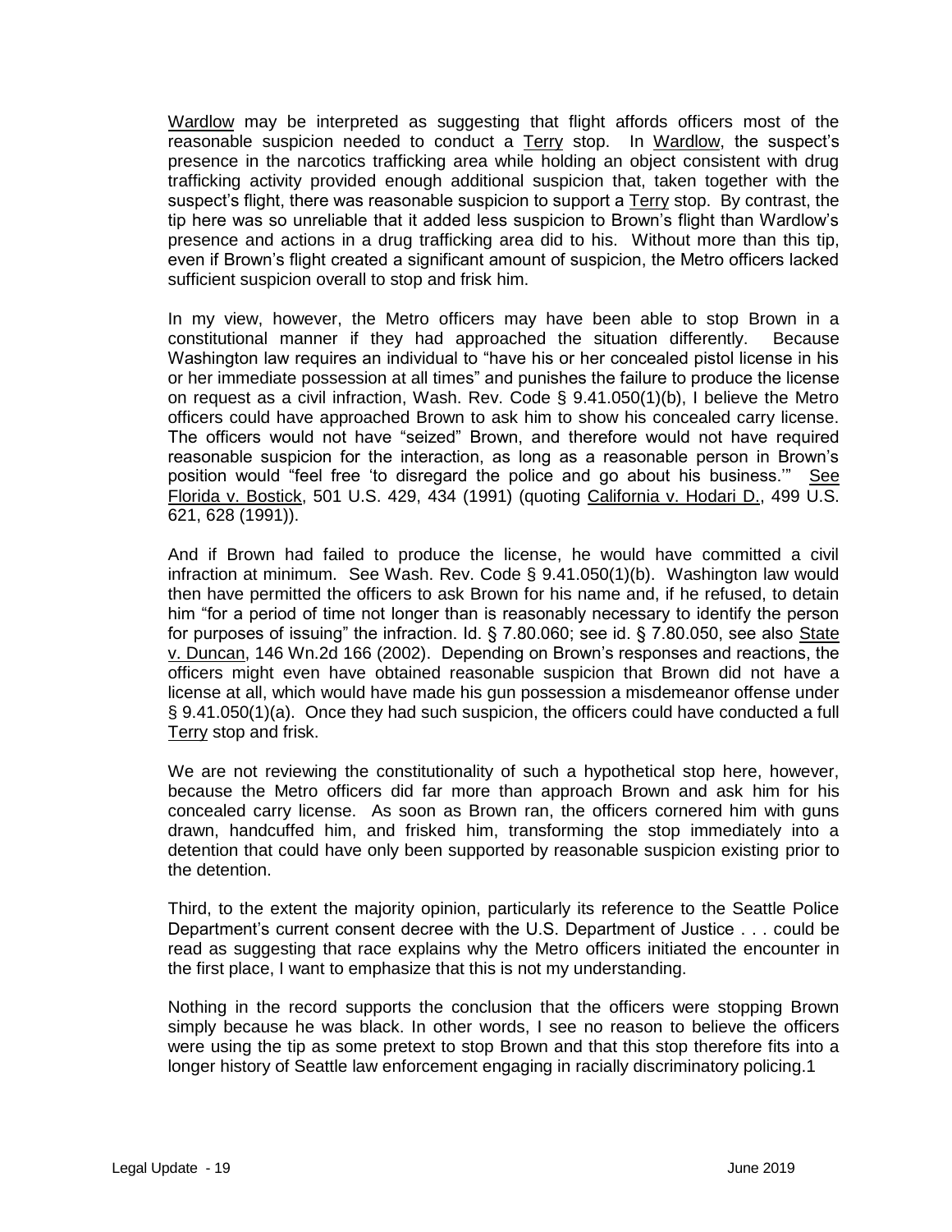Wardlow may be interpreted as suggesting that flight affords officers most of the reasonable suspicion needed to conduct a Terry stop. In Wardlow, the suspect's presence in the narcotics trafficking area while holding an object consistent with drug trafficking activity provided enough additional suspicion that, taken together with the suspect's flight, there was reasonable suspicion to support a Terry stop. By contrast, the tip here was so unreliable that it added less suspicion to Brown's flight than Wardlow's presence and actions in a drug trafficking area did to his. Without more than this tip, even if Brown's flight created a significant amount of suspicion, the Metro officers lacked sufficient suspicion overall to stop and frisk him.

In my view, however, the Metro officers may have been able to stop Brown in a constitutional manner if they had approached the situation differently. Because Washington law requires an individual to "have his or her concealed pistol license in his or her immediate possession at all times" and punishes the failure to produce the license on request as a civil infraction, Wash. Rev. Code § 9.41.050(1)(b), I believe the Metro officers could have approached Brown to ask him to show his concealed carry license. The officers would not have "seized" Brown, and therefore would not have required reasonable suspicion for the interaction, as long as a reasonable person in Brown's position would "feel free 'to disregard the police and go about his business.'" See Florida v. Bostick, 501 U.S. 429, 434 (1991) (quoting California v. Hodari D., 499 U.S. 621, 628 (1991)).

And if Brown had failed to produce the license, he would have committed a civil infraction at minimum. See Wash. Rev. Code § 9.41.050(1)(b). Washington law would then have permitted the officers to ask Brown for his name and, if he refused, to detain him "for a period of time not longer than is reasonably necessary to identify the person for purposes of issuing" the infraction. Id. § 7.80.060; see id. § 7.80.050, see also State v. Duncan, 146 Wn.2d 166 (2002). Depending on Brown's responses and reactions, the officers might even have obtained reasonable suspicion that Brown did not have a license at all, which would have made his gun possession a misdemeanor offense under § 9.41.050(1)(a). Once they had such suspicion, the officers could have conducted a full Terry stop and frisk.

We are not reviewing the constitutionality of such a hypothetical stop here, however, because the Metro officers did far more than approach Brown and ask him for his concealed carry license. As soon as Brown ran, the officers cornered him with guns drawn, handcuffed him, and frisked him, transforming the stop immediately into a detention that could have only been supported by reasonable suspicion existing prior to the detention.

Third, to the extent the majority opinion, particularly its reference to the Seattle Police Department's current consent decree with the U.S. Department of Justice . . . could be read as suggesting that race explains why the Metro officers initiated the encounter in the first place, I want to emphasize that this is not my understanding.

Nothing in the record supports the conclusion that the officers were stopping Brown simply because he was black. In other words, I see no reason to believe the officers were using the tip as some pretext to stop Brown and that this stop therefore fits into a longer history of Seattle law enforcement engaging in racially discriminatory policing.[1]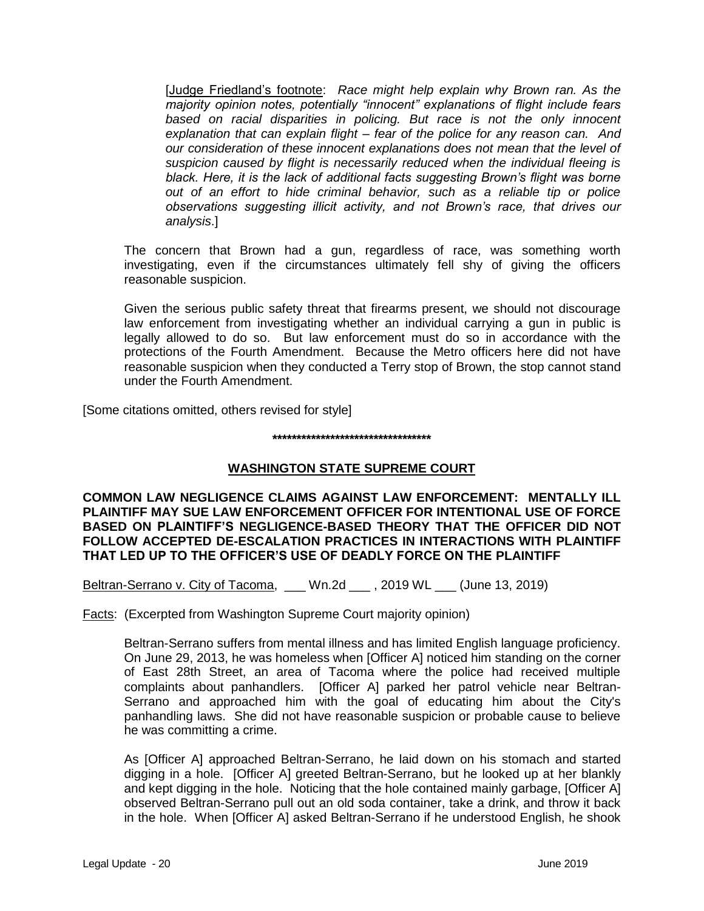[Judge Friedland's footnote: *Race might help explain why Brown ran. As the majority opinion notes, potentially "innocent" explanations of flight include fears based on racial disparities in policing. But race is not the only innocent explanation that can explain flight – fear of the police for any reason can. And our consideration of these innocent explanations does not mean that the level of suspicion caused by flight is necessarily reduced when the individual fleeing is black. Here, it is the lack of additional facts suggesting Brown's flight was borne out of an effort to hide criminal behavior, such as a reliable tip or police observations suggesting illicit activity, and not Brown's race, that drives our analysis*.]

The concern that Brown had a gun, regardless of race, was something worth investigating, even if the circumstances ultimately fell shy of giving the officers reasonable suspicion.

Given the serious public safety threat that firearms present, we should not discourage law enforcement from investigating whether an individual carrying a gun in public is legally allowed to do so. But law enforcement must do so in accordance with the protections of the Fourth Amendment. Because the Metro officers here did not have reasonable suspicion when they conducted a Terry stop of Brown, the stop cannot stand under the Fourth Amendment.

[Some citations omitted, others revised for style]

**********************************

## WASHINGTON STATE SUPREME COURT

**COMMON LAW NEGLIGENCE CLAIMS AGAINST LAW ENFORCEMENT: MENTALLY ILL PLAINTIFF MAY SUE LAW ENFORCEMENT OFFICER FOR INTENTIONAL USE OF FORCE BASED ON PLAINTIFF'S NEGLIGENCE-BASED THEORY THAT THE OFFICER DID NOT FOLLOW ACCEPTED DE-ESCALATION PRACTICES IN INTERACTIONS WITH PLAINTIFF THAT LED UP TO THE OFFICER'S USE OF DEADLY FORCE ON THE PLAINTIFF**

Beltran-Serrano v. City of Tacoma, ___ Wn.2d ___ , 2019 WL ___ (June 13, 2019)

Facts: (Excerpted from Washington Supreme Court majority opinion)

Beltran-Serrano suffers from mental illness and has limited English language proficiency. On June 29, 2013, he was homeless when [Officer A] noticed him standing on the corner of East 28th Street, an area of Tacoma where the police had received multiple complaints about panhandlers. [Officer A] parked her patrol vehicle near Beltran-Serrano and approached him with the goal of educating him about the City's panhandling laws. She did not have reasonable suspicion or probable cause to believe he was committing a crime.

As [Officer A] approached Beltran-Serrano, he laid down on his stomach and started digging in a hole. [Officer A] greeted Beltran-Serrano, but he looked up at her blankly and kept digging in the hole. Noticing that the hole contained mainly garbage, [Officer A] observed Beltran-Serrano pull out an old soda container, take a drink, and throw it back in the hole. When [Officer A] asked Beltran-Serrano if he understood English, he shook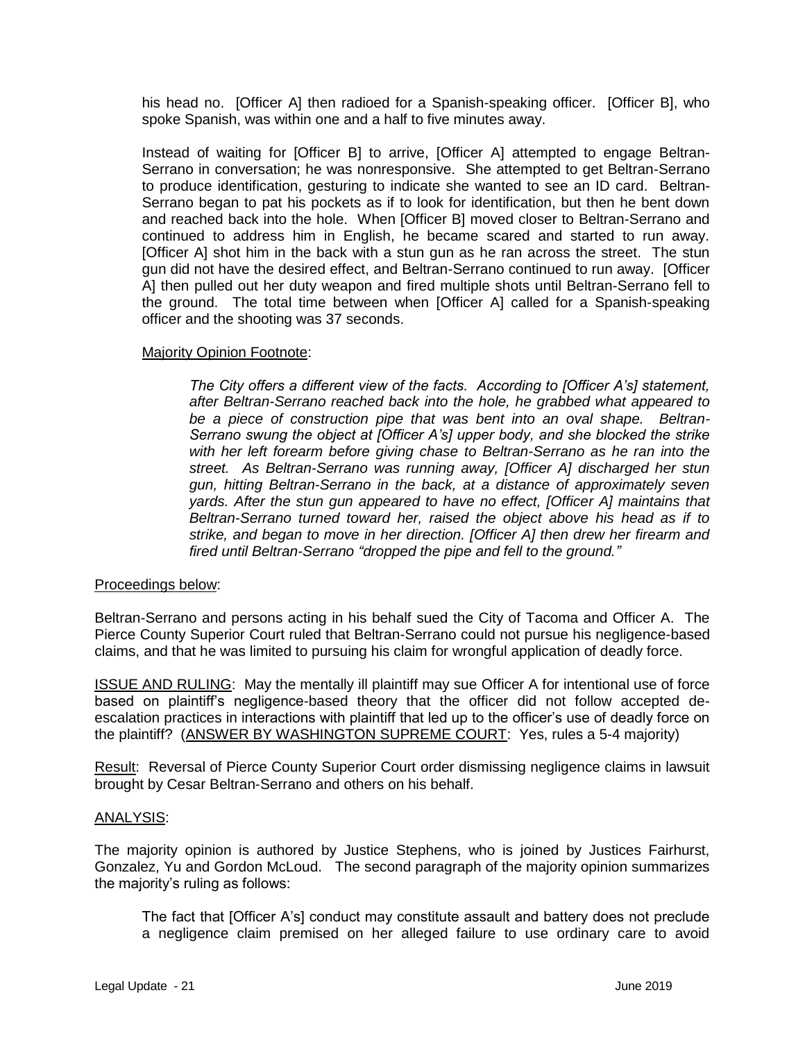his head no. [Officer A] then radioed for a Spanish-speaking officer. [Officer B], who spoke Spanish, was within one and a half to five minutes away.

Instead of waiting for [Officer B] to arrive, [Officer A] attempted to engage Beltran-Serrano in conversation; he was nonresponsive. She attempted to get Beltran-Serrano to produce identification, gesturing to indicate she wanted to see an ID card. Beltran-Serrano began to pat his pockets as if to look for identification, but then he bent down and reached back into the hole. When [Officer B] moved closer to Beltran-Serrano and continued to address him in English, he became scared and started to run away. [Officer A] shot him in the back with a stun gun as he ran across the street. The stun gun did not have the desired effect, and Beltran-Serrano continued to run away. [Officer A] then pulled out her duty weapon and fired multiple shots until Beltran-Serrano fell to the ground. The total time between when [Officer A] called for a Spanish-speaking officer and the shooting was 37 seconds.

<u>Majority Opinion Footnote</u>:

> *The City offers a different view of the facts. According to [Officer A's] statement, after Beltran-Serrano reached back into the hole, he grabbed what appeared to be a piece of construction pipe that was bent into an oval shape. Beltran-Serrano swung the object at [Officer A's] upper body, and she blocked the strike with her left forearm before giving chase to Beltran-Serrano as he ran into the street. As Beltran-Serrano was running away, [Officer A] discharged her stun gun, hitting Beltran-Serrano in the back, at a distance of approximately seven yards. After the stun gun appeared to have no effect, [Officer A] maintains that Beltran-Serrano turned toward her, raised the object above his head as if to strike, and began to move in her direction. [Officer A] then drew her firearm and fired until Beltran-Serrano "dropped the pipe and fell to the ground."*

<u>Proceedings below</u>:

Beltran-Serrano and persons acting in his behalf sued the City of Tacoma and Officer A. The Pierce County Superior Court ruled that Beltran-Serrano could not pursue his negligence-based claims, and that he was limited to pursuing his claim for wrongful application of deadly force.

<u>ISSUE AND RULING</u>: May the mentally ill plaintiff may sue Officer A for intentional use of force based on plaintiff's negligence-based theory that the officer did not follow accepted de-escalation practices in interactions with plaintiff that led up to the officer's use of deadly force on the plaintiff? (<u>ANSWER BY WASHINGTON SUPREME COURT</u>: Yes, rules a 5-4 majority)

<u>Result</u>: Reversal of Pierce County Superior Court order dismissing negligence claims in lawsuit brought by Cesar Beltran-Serrano and others on his behalf.

<u>ANALYSIS</u>:

The majority opinion is authored by Justice Stephens, who is joined by Justices Fairhurst, Gonzalez, Yu and Gordon McLoud. The second paragraph of the majority opinion summarizes the majority's ruling as follows:

> The fact that [Officer A's] conduct may constitute assault and battery does not preclude a negligence claim premised on her alleged failure to use ordinary care to avoid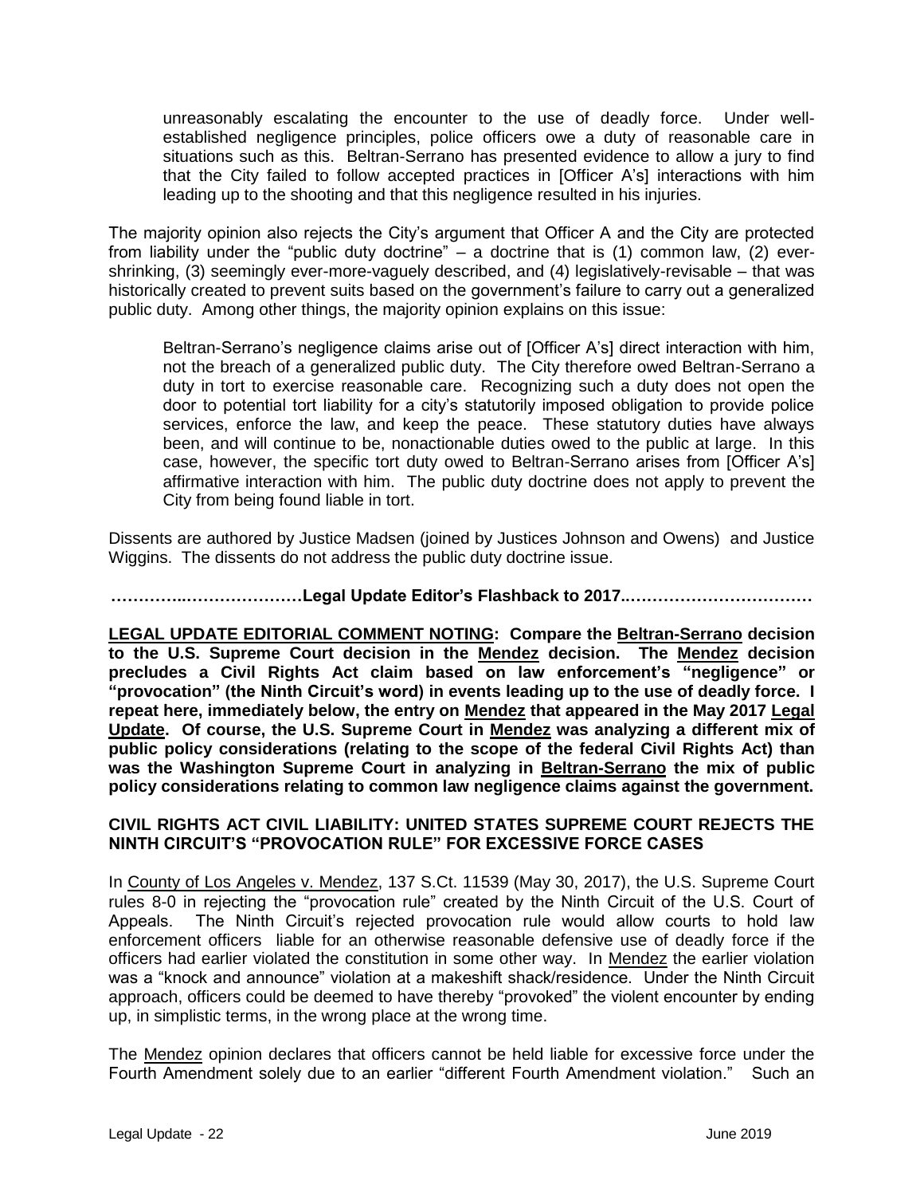> unreasonably escalating the encounter to the use of deadly force. Under well-established negligence principles, police officers owe a duty of reasonable care in situations such as this. Beltran-Serrano has presented evidence to allow a jury to find that the City failed to follow accepted practices in [Officer A's] interactions with him leading up to the shooting and that this negligence resulted in his injuries.

The majority opinion also rejects the City's argument that Officer A and the City are protected from liability under the "public duty doctrine" – a doctrine that is (1) common law, (2) ever-shrinking, (3) seemingly ever-more-vaguely described, and (4) legislatively-revisable – that was historically created to prevent suits based on the government's failure to carry out a generalized public duty. Among other things, the majority opinion explains on this issue:

> Beltran-Serrano's negligence claims arise out of [Officer A's] direct interaction with him, not the breach of a generalized public duty. The City therefore owed Beltran-Serrano a duty in tort to exercise reasonable care. Recognizing such a duty does not open the door to potential tort liability for a city's statutorily imposed obligation to provide police services, enforce the law, and keep the peace. These statutory duties have always been, and will continue to be, nonactionable duties owed to the public at large. In this case, however, the specific tort duty owed to Beltran-Serrano arises from [Officer A's] affirmative interaction with him. The public duty doctrine does not apply to prevent the City from being found liable in tort.

Dissents are authored by Justice Madsen (joined by Justices Johnson and Owens) and Justice Wiggins. The dissents do not address the public duty doctrine issue.

**……………..…………………Legal Update Editor's Flashback to 2017...……………………………**

**<u>LEGAL UPDATE EDITORIAL COMMENT NOTING</u>: Compare the <u>Beltran-Serrano</u> decision to the U.S. Supreme Court decision in the <u>Mendez</u> decision. The <u>Mendez</u> decision precludes a Civil Rights Act claim based on law enforcement's "negligence" or "provocation" (the Ninth Circuit's word) in events leading up to the use of deadly force. I repeat here, immediately below, the entry on <u>Mendez</u> that appeared in the May 2017 <u>Legal Update</u>. Of course, the U.S. Supreme Court in <u>Mendez</u> was analyzing a different mix of public policy considerations (relating to the scope of the federal Civil Rights Act) than was the Washington Supreme Court in analyzing in <u>Beltran-Serrano</u> the mix of public policy considerations relating to common law negligence claims against the government.**

### CIVIL RIGHTS ACT CIVIL LIABILITY: UNITED STATES SUPREME COURT REJECTS THE NINTH CIRCUIT'S "PROVOCATION RULE" FOR EXCESSIVE FORCE CASES

In <u>County of Los Angeles v. Mendez</u>, 137 S.Ct. 11539 (May 30, 2017), the U.S. Supreme Court rules 8-0 in rejecting the "provocation rule" created by the Ninth Circuit of the U.S. Court of Appeals. The Ninth Circuit's rejected provocation rule would allow courts to hold law enforcement officers liable for an otherwise reasonable defensive use of deadly force if the officers had earlier violated the constitution in some other way. In <u>Mendez</u> the earlier violation was a "knock and announce" violation at a makeshift shack/residence. Under the Ninth Circuit approach, officers could be deemed to have thereby "provoked" the violent encounter by ending up, in simplistic terms, in the wrong place at the wrong time.

The <u>Mendez</u> opinion declares that officers cannot be held liable for excessive force under the Fourth Amendment solely due to an earlier "different Fourth Amendment violation." Such an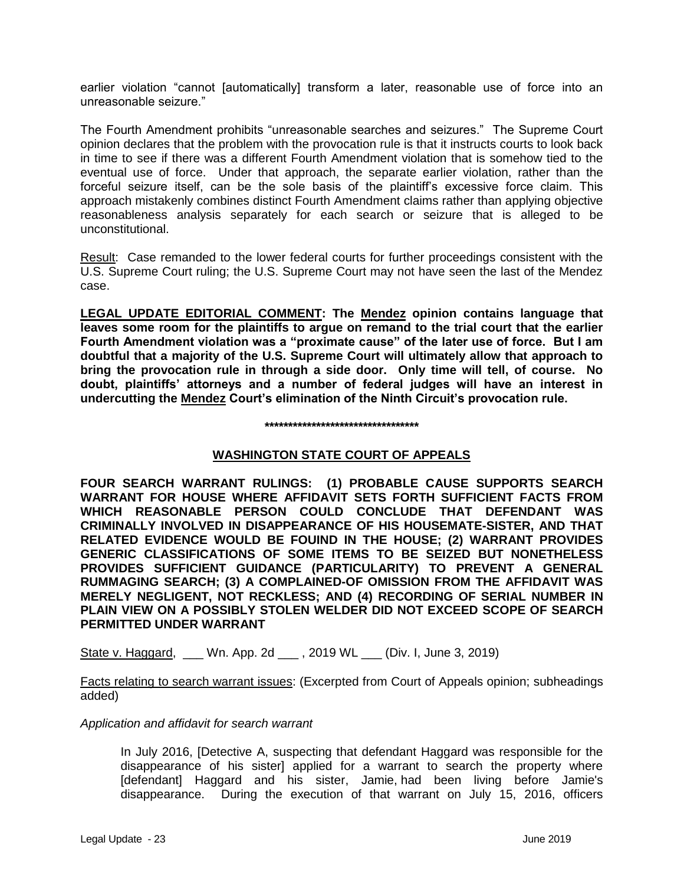earlier violation "cannot [automatically] transform a later, reasonable use of force into an unreasonable seizure."

The Fourth Amendment prohibits "unreasonable searches and seizures." The Supreme Court opinion declares that the problem with the provocation rule is that it instructs courts to look back in time to see if there was a different Fourth Amendment violation that is somehow tied to the eventual use of force. Under that approach, the separate earlier violation, rather than the forceful seizure itself, can be the sole basis of the plaintiff's excessive force claim. This approach mistakenly combines distinct Fourth Amendment claims rather than applying objective reasonableness analysis separately for each search or seizure that is alleged to be unconstitutional.

Result: Case remanded to the lower federal courts for further proceedings consistent with the U.S. Supreme Court ruling; the U.S. Supreme Court may not have seen the last of the Mendez case.

**LEGAL UPDATE EDITORIAL COMMENT: The Mendez opinion contains language that leaves some room for the plaintiffs to argue on remand to the trial court that the earlier Fourth Amendment violation was a "proximate cause" of the later use of force. But I am doubtful that a majority of the U.S. Supreme Court will ultimately allow that approach to bring the provocation rule in through a side door. Only time will tell, of course. No doubt, plaintiffs' attorneys and a number of federal judges will have an interest in undercutting the Mendez Court's elimination of the Ninth Circuit's provocation rule.**

**********************************

## WASHINGTON STATE COURT OF APPEALS

**FOUR SEARCH WARRANT RULINGS: (1) PROBABLE CAUSE SUPPORTS SEARCH WARRANT FOR HOUSE WHERE AFFIDAVIT SETS FORTH SUFFICIENT FACTS FROM WHICH REASONABLE PERSON COULD CONCLUDE THAT DEFENDANT WAS CRIMINALLY INVOLVED IN DISAPPEARANCE OF HIS HOUSEMATE-SISTER, AND THAT RELATED EVIDENCE WOULD BE FOUIND IN THE HOUSE; (2) WARRANT PROVIDES GENERIC CLASSIFICATIONS OF SOME ITEMS TO BE SEIZED BUT NONETHELESS PROVIDES SUFFICIENT GUIDANCE (PARTICULARITY) TO PREVENT A GENERAL RUMMAGING SEARCH; (3) A COMPLAINED-OF OMISSION FROM THE AFFIDAVIT WAS MERELY NEGLIGENT, NOT RECKLESS; AND (4) RECORDING OF SERIAL NUMBER IN PLAIN VIEW ON A POSSIBLY STOLEN WELDER DID NOT EXCEED SCOPE OF SEARCH PERMITTED UNDER WARRANT**

State v. Haggard, ___ Wn. App. 2d ___ , 2019 WL ___ (Div. I, June 3, 2019)

Facts relating to search warrant issues: (Excerpted from Court of Appeals opinion; subheadings added)

*Application and affidavit for search warrant*

> In July 2016, [Detective A, suspecting that defendant Haggard was responsible for the disappearance of his sister] applied for a warrant to search the property where [defendant] Haggard and his sister, Jamie, had been living before Jamie's disappearance. During the execution of that warrant on July 15, 2016, officers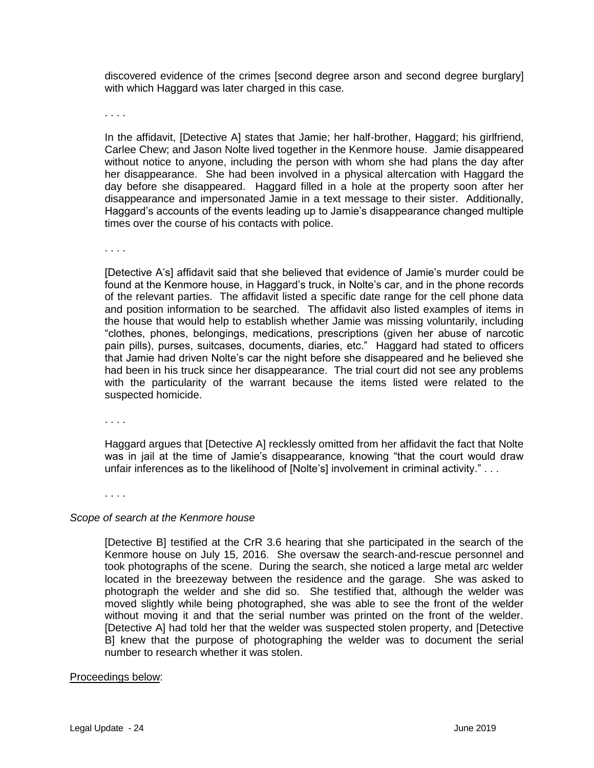discovered evidence of the crimes [second degree arson and second degree burglary] with which Haggard was later charged in this case.

. . . .

In the affidavit, [Detective A] states that Jamie; her half-brother, Haggard; his girlfriend, Carlee Chew; and Jason Nolte lived together in the Kenmore house. Jamie disappeared without notice to anyone, including the person with whom she had plans the day after her disappearance. She had been involved in a physical altercation with Haggard the day before she disappeared. Haggard filled in a hole at the property soon after her disappearance and impersonated Jamie in a text message to their sister. Additionally, Haggard's accounts of the events leading up to Jamie's disappearance changed multiple times over the course of his contacts with police.

. . . .

[Detective A's] affidavit said that she believed that evidence of Jamie's murder could be found at the Kenmore house, in Haggard's truck, in Nolte's car, and in the phone records of the relevant parties. The affidavit listed a specific date range for the cell phone data and position information to be searched. The affidavit also listed examples of items in the house that would help to establish whether Jamie was missing voluntarily, including "clothes, phones, belongings, medications, prescriptions (given her abuse of narcotic pain pills), purses, suitcases, documents, diaries, etc." Haggard had stated to officers that Jamie had driven Nolte's car the night before she disappeared and he believed she had been in his truck since her disappearance. The trial court did not see any problems with the particularity of the warrant because the items listed were related to the suspected homicide.

. . . .

Haggard argues that [Detective A] recklessly omitted from her affidavit the fact that Nolte was in jail at the time of Jamie's disappearance, knowing "that the court would draw unfair inferences as to the likelihood of [Nolte's] involvement in criminal activity." . . .

. . . .

*Scope of search at the Kenmore house*

[Detective B] testified at the CrR 3.6 hearing that she participated in the search of the Kenmore house on July 15, 2016. She oversaw the search-and-rescue personnel and took photographs of the scene. During the search, she noticed a large metal arc welder located in the breezeway between the residence and the garage. She was asked to photograph the welder and she did so. She testified that, although the welder was moved slightly while being photographed, she was able to see the front of the welder without moving it and that the serial number was printed on the front of the welder. [Detective A] had told her that the welder was suspected stolen property, and [Detective B] knew that the purpose of photographing the welder was to document the serial number to research whether it was stolen.

<u>Proceedings below</u>: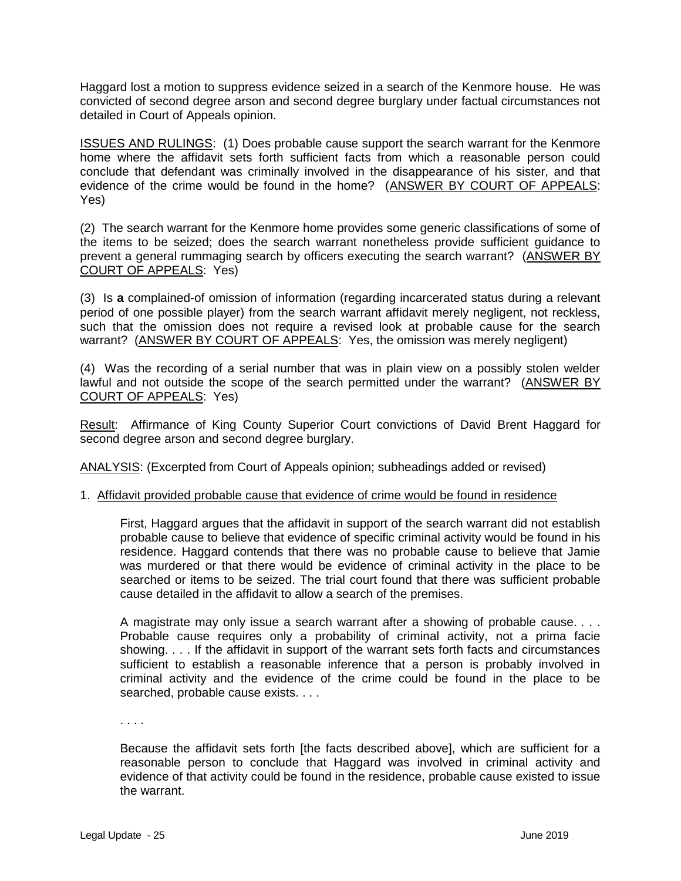Haggard lost a motion to suppress evidence seized in a search of the Kenmore house. He was convicted of second degree arson and second degree burglary under factual circumstances not detailed in Court of Appeals opinion.

ISSUES AND RULINGS: (1) Does probable cause support the search warrant for the Kenmore home where the affidavit sets forth sufficient facts from which a reasonable person could conclude that defendant was criminally involved in the disappearance of his sister, and that evidence of the crime would be found in the home? (ANSWER BY COURT OF APPEALS: Yes)

(2) The search warrant for the Kenmore home provides some generic classifications of some of the items to be seized; does the search warrant nonetheless provide sufficient guidance to prevent a general rummaging search by officers executing the search warrant? (ANSWER BY COURT OF APPEALS: Yes)

(3) Is **a** complained-of omission of information (regarding incarcerated status during a relevant period of one possible player) from the search warrant affidavit merely negligent, not reckless, such that the omission does not require a revised look at probable cause for the search warrant? (ANSWER BY COURT OF APPEALS: Yes, the omission was merely negligent)

(4) Was the recording of a serial number that was in plain view on a possibly stolen welder lawful and not outside the scope of the search permitted under the warrant? (ANSWER BY COURT OF APPEALS: Yes)

Result: Affirmance of King County Superior Court convictions of David Brent Haggard for second degree arson and second degree burglary.

ANALYSIS: (Excerpted from Court of Appeals opinion; subheadings added or revised)

1. Affidavit provided probable cause that evidence of crime would be found in residence

> First, Haggard argues that the affidavit in support of the search warrant did not establish probable cause to believe that evidence of specific criminal activity would be found in his residence. Haggard contends that there was no probable cause to believe that Jamie was murdered or that there would be evidence of criminal activity in the place to be searched or items to be seized. The trial court found that there was sufficient probable cause detailed in the affidavit to allow a search of the premises.
>
> A magistrate may only issue a search warrant after a showing of probable cause. . . . Probable cause requires only a probability of criminal activity, not a prima facie showing. . . . If the affidavit in support of the warrant sets forth facts and circumstances sufficient to establish a reasonable inference that a person is probably involved in criminal activity and the evidence of the crime could be found in the place to be searched, probable cause exists. . . .
>
> . . . .
>
> Because the affidavit sets forth [the facts described above], which are sufficient for a reasonable person to conclude that Haggard was involved in criminal activity and evidence of that activity could be found in the residence, probable cause existed to issue the warrant.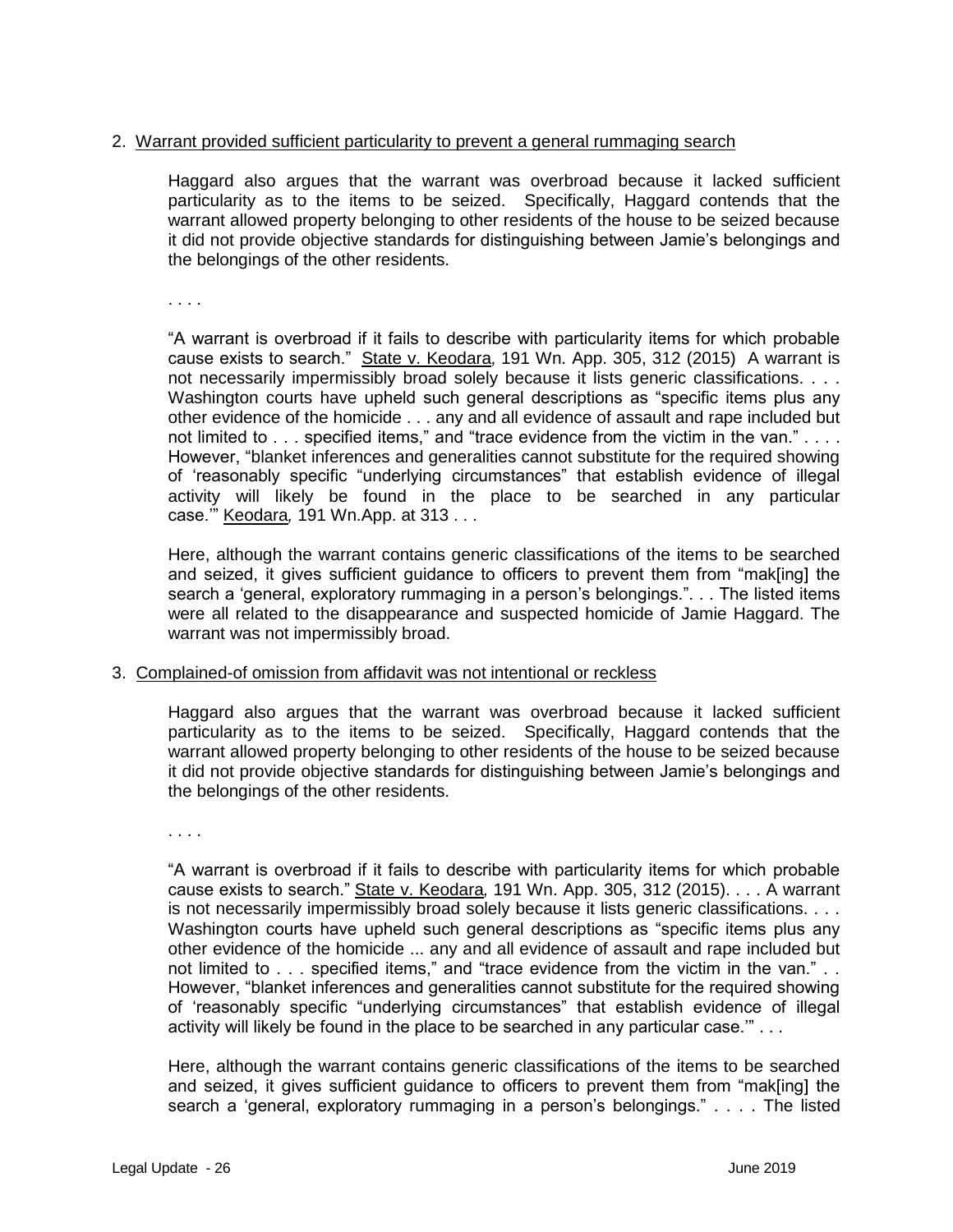2. Warrant provided sufficient particularity to prevent a general rummaging search

Haggard also argues that the warrant was overbroad because it lacked sufficient particularity as to the items to be seized. Specifically, Haggard contends that the warrant allowed property belonging to other residents of the house to be seized because it did not provide objective standards for distinguishing between Jamie's belongings and the belongings of the other residents.

. . . .

"A warrant is overbroad if it fails to describe with particularity items for which probable cause exists to search." State v. Keodara, 191 Wn. App. 305, 312 (2015) A warrant is not necessarily impermissibly broad solely because it lists generic classifications. . . . Washington courts have upheld such general descriptions as "specific items plus any other evidence of the homicide . . . any and all evidence of assault and rape included but not limited to . . . specified items," and "trace evidence from the victim in the van." . . . . However, "blanket inferences and generalities cannot substitute for the required showing of 'reasonably specific "underlying circumstances" that establish evidence of illegal activity will likely be found in the place to be searched in any particular case.'" Keodara, 191 Wn.App. at 313 . . .

Here, although the warrant contains generic classifications of the items to be searched and seized, it gives sufficient guidance to officers to prevent them from "mak[ing] the search a 'general, exploratory rummaging in a person's belongings.". . . The listed items were all related to the disappearance and suspected homicide of Jamie Haggard. The warrant was not impermissibly broad.

3. Complained-of omission from affidavit was not intentional or reckless

Haggard also argues that the warrant was overbroad because it lacked sufficient particularity as to the items to be seized. Specifically, Haggard contends that the warrant allowed property belonging to other residents of the house to be seized because it did not provide objective standards for distinguishing between Jamie's belongings and the belongings of the other residents.

. . . .

"A warrant is overbroad if it fails to describe with particularity items for which probable cause exists to search." State v. Keodara, 191 Wn. App. 305, 312 (2015). . . . A warrant is not necessarily impermissibly broad solely because it lists generic classifications. . . . Washington courts have upheld such general descriptions as "specific items plus any other evidence of the homicide ... any and all evidence of assault and rape included but not limited to . . . specified items," and "trace evidence from the victim in the van." . . However, "blanket inferences and generalities cannot substitute for the required showing of 'reasonably specific "underlying circumstances" that establish evidence of illegal activity will likely be found in the place to be searched in any particular case.'" . . .

Here, although the warrant contains generic classifications of the items to be searched and seized, it gives sufficient guidance to officers to prevent them from "mak[ing] the search a 'general, exploratory rummaging in a person's belongings." . . . . The listed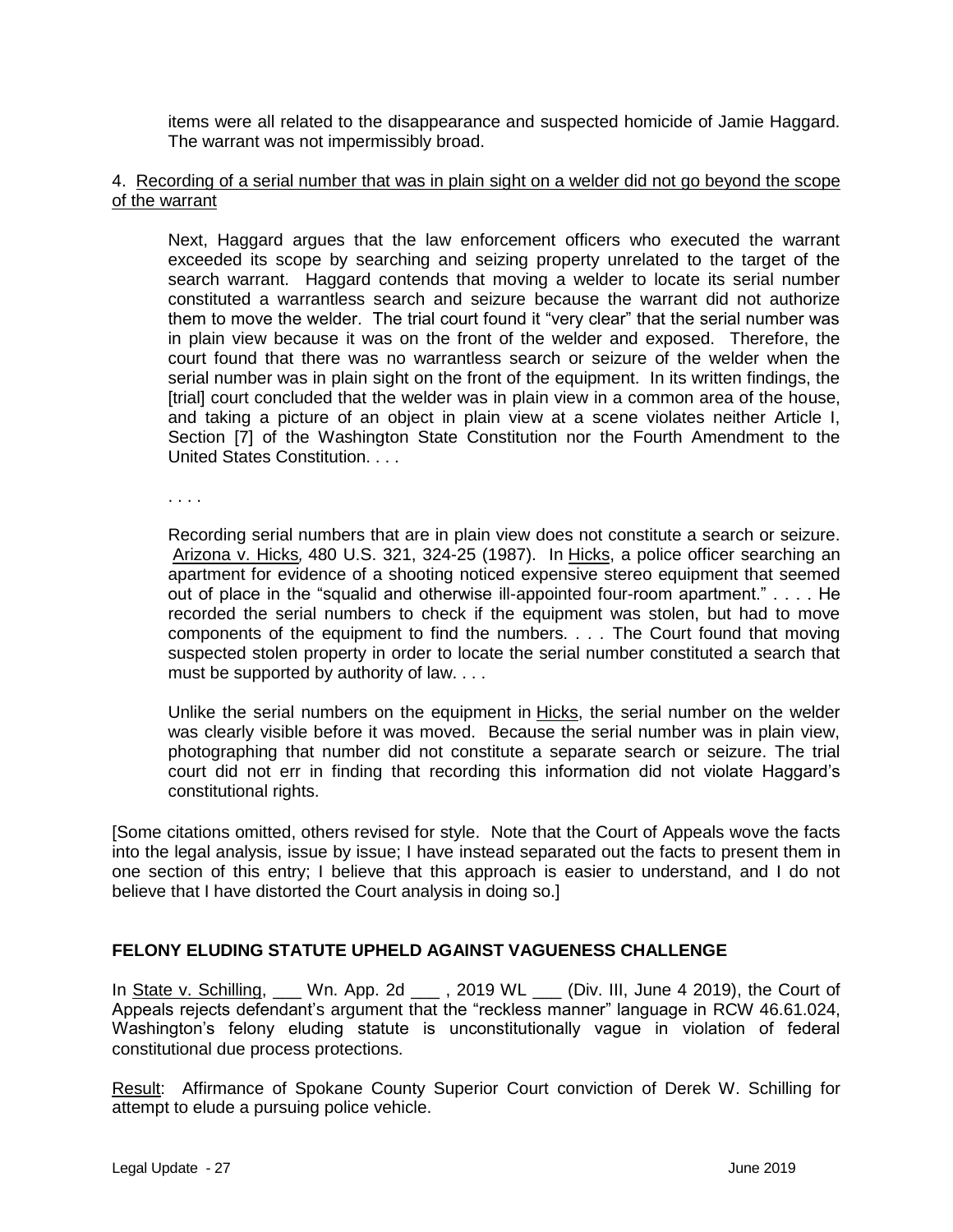items were all related to the disappearance and suspected homicide of Jamie Haggard. The warrant was not impermissibly broad.

4. Recording of a serial number that was in plain sight on a welder did not go beyond the scope of the warrant

> Next, Haggard argues that the law enforcement officers who executed the warrant exceeded its scope by searching and seizing property unrelated to the target of the search warrant. Haggard contends that moving a welder to locate its serial number constituted a warrantless search and seizure because the warrant did not authorize them to move the welder. The trial court found it "very clear" that the serial number was in plain view because it was on the front of the welder and exposed. Therefore, the court found that there was no warrantless search or seizure of the welder when the serial number was in plain sight on the front of the equipment. In its written findings, the [trial] court concluded that the welder was in plain view in a common area of the house, and taking a picture of an object in plain view at a scene violates neither Article I, Section [7] of the Washington State Constitution nor the Fourth Amendment to the United States Constitution. . . .
>
> . . . .
>
> Recording serial numbers that are in plain view does not constitute a search or seizure. Arizona v. Hicks, 480 U.S. 321, 324-25 (1987). In Hicks, a police officer searching an apartment for evidence of a shooting noticed expensive stereo equipment that seemed out of place in the "squalid and otherwise ill-appointed four-room apartment." . . . . He recorded the serial numbers to check if the equipment was stolen, but had to move components of the equipment to find the numbers. . . . The Court found that moving suspected stolen property in order to locate the serial number constituted a search that must be supported by authority of law. . . .
>
> Unlike the serial numbers on the equipment in Hicks, the serial number on the welder was clearly visible before it was moved. Because the serial number was in plain view, photographing that number did not constitute a separate search or seizure. The trial court did not err in finding that recording this information did not violate Haggard's constitutional rights.

[Some citations omitted, others revised for style. Note that the Court of Appeals wove the facts into the legal analysis, issue by issue; I have instead separated out the facts to present them in one section of this entry; I believe that this approach is easier to understand, and I do not believe that I have distorted the Court analysis in doing so.]

## FELONY ELUDING STATUTE UPHELD AGAINST VAGUENESS CHALLENGE

In State v. Schilling, ___ Wn. App. 2d ___ , 2019 WL ___ (Div. III, June 4 2019), the Court of Appeals rejects defendant's argument that the "reckless manner" language in RCW 46.61.024, Washington's felony eluding statute is unconstitutionally vague in violation of federal constitutional due process protections.

Result: Affirmance of Spokane County Superior Court conviction of Derek W. Schilling for attempt to elude a pursuing police vehicle.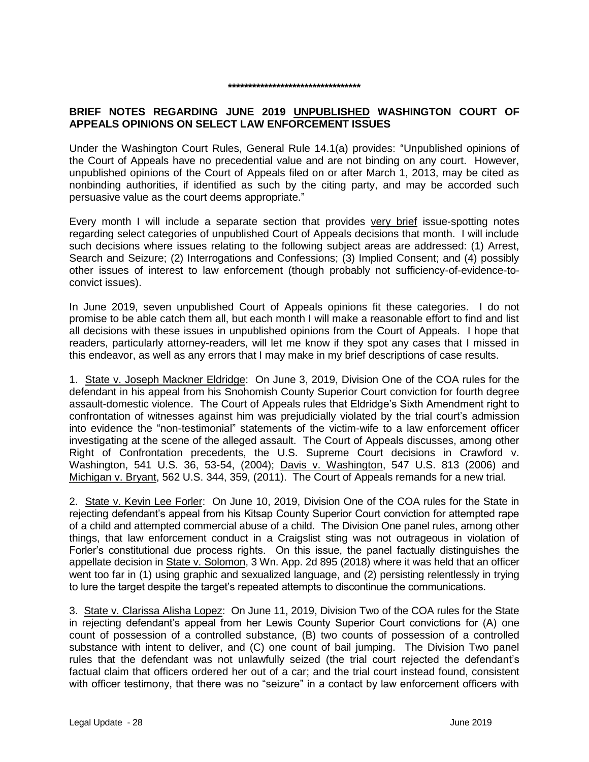\*\*\*\*\*\*\*\*\*\*\*\*\*\*\*\*\*\*\*\*\*\*\*\*\*\*\*\*\*\*\*\*\*\*

**BRIEF NOTES REGARDING JUNE 2019 UNPUBLISHED WASHINGTON COURT OF APPEALS OPINIONS ON SELECT LAW ENFORCEMENT ISSUES**

Under the Washington Court Rules, General Rule 14.1(a) provides: "Unpublished opinions of the Court of Appeals have no precedential value and are not binding on any court. However, unpublished opinions of the Court of Appeals filed on or after March 1, 2013, may be cited as nonbinding authorities, if identified as such by the citing party, and may be accorded such persuasive value as the court deems appropriate."

Every month I will include a separate section that provides very brief issue-spotting notes regarding select categories of unpublished Court of Appeals decisions that month. I will include such decisions where issues relating to the following subject areas are addressed: (1) Arrest, Search and Seizure; (2) Interrogations and Confessions; (3) Implied Consent; and (4) possibly other issues of interest to law enforcement (though probably not sufficiency-of-evidence-to-convict issues).

In June 2019, seven unpublished Court of Appeals opinions fit these categories. I do not promise to be able catch them all, but each month I will make a reasonable effort to find and list all decisions with these issues in unpublished opinions from the Court of Appeals. I hope that readers, particularly attorney-readers, will let me know if they spot any cases that I missed in this endeavor, as well as any errors that I may make in my brief descriptions of case results.

1. State v. Joseph Mackner Eldridge: On June 3, 2019, Division One of the COA rules for the defendant in his appeal from his Snohomish County Superior Court conviction for fourth degree assault-domestic violence. The Court of Appeals rules that Eldridge's Sixth Amendment right to confrontation of witnesses against him was prejudicially violated by the trial court's admission into evidence the "non-testimonial" statements of the victim-wife to a law enforcement officer investigating at the scene of the alleged assault. The Court of Appeals discusses, among other Right of Confrontation precedents, the U.S. Supreme Court decisions in Crawford v. Washington, 541 U.S. 36, 53-54, (2004); Davis v. Washington, 547 U.S. 813 (2006) and Michigan v. Bryant, 562 U.S. 344, 359, (2011). The Court of Appeals remands for a new trial.

2. State v. Kevin Lee Forler: On June 10, 2019, Division One of the COA rules for the State in rejecting defendant's appeal from his Kitsap County Superior Court conviction for attempted rape of a child and attempted commercial abuse of a child. The Division One panel rules, among other things, that law enforcement conduct in a Craigslist sting was not outrageous in violation of Forler's constitutional due process rights. On this issue, the panel factually distinguishes the appellate decision in State v. Solomon, 3 Wn. App. 2d 895 (2018) where it was held that an officer went too far in (1) using graphic and sexualized language, and (2) persisting relentlessly in trying to lure the target despite the target's repeated attempts to discontinue the communications.

3. State v. Clarissa Alisha Lopez: On June 11, 2019, Division Two of the COA rules for the State in rejecting defendant's appeal from her Lewis County Superior Court convictions for (A) one count of possession of a controlled substance, (B) two counts of possession of a controlled substance with intent to deliver, and (C) one count of bail jumping. The Division Two panel rules that the defendant was not unlawfully seized (the trial court rejected the defendant's factual claim that officers ordered her out of a car; and the trial court instead found, consistent with officer testimony, that there was no "seizure" in a contact by law enforcement officers with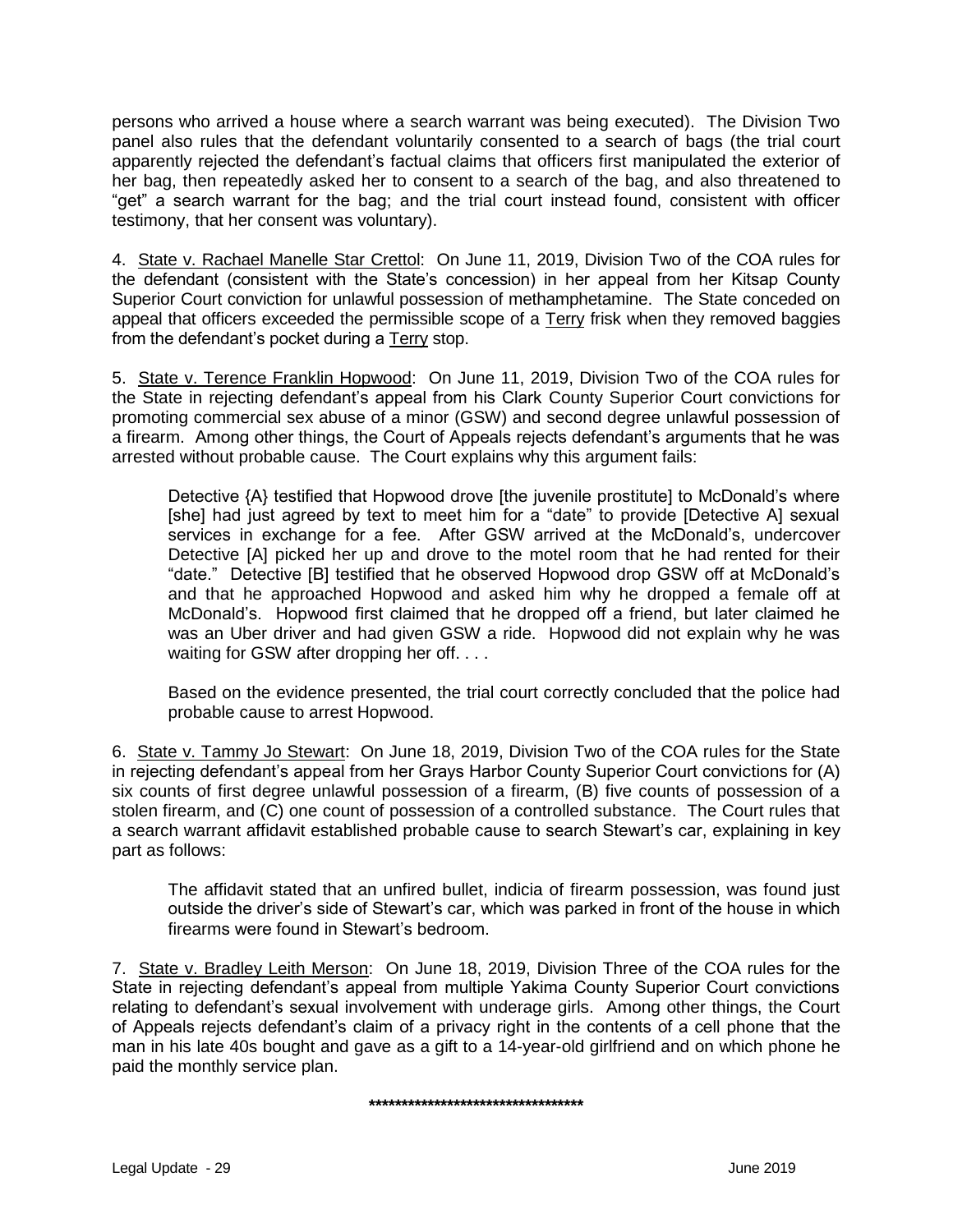persons who arrived a house where a search warrant was being executed). The Division Two panel also rules that the defendant voluntarily consented to a search of bags (the trial court apparently rejected the defendant's factual claims that officers first manipulated the exterior of her bag, then repeatedly asked her to consent to a search of the bag, and also threatened to "get" a search warrant for the bag; and the trial court instead found, consistent with officer testimony, that her consent was voluntary).

4. State v. Rachael Manelle Star Crettol: On June 11, 2019, Division Two of the COA rules for the defendant (consistent with the State's concession) in her appeal from her Kitsap County Superior Court conviction for unlawful possession of methamphetamine. The State conceded on appeal that officers exceeded the permissible scope of a Terry frisk when they removed baggies from the defendant's pocket during a Terry stop.

5. State v. Terence Franklin Hopwood: On June 11, 2019, Division Two of the COA rules for the State in rejecting defendant's appeal from his Clark County Superior Court convictions for promoting commercial sex abuse of a minor (GSW) and second degree unlawful possession of a firearm. Among other things, the Court of Appeals rejects defendant's arguments that he was arrested without probable cause. The Court explains why this argument fails:

> Detective {A} testified that Hopwood drove [the juvenile prostitute] to McDonald's where [she] had just agreed by text to meet him for a "date" to provide [Detective A] sexual services in exchange for a fee. After GSW arrived at the McDonald's, undercover Detective [A] picked her up and drove to the motel room that he had rented for their "date." Detective [B] testified that he observed Hopwood drop GSW off at McDonald's and that he approached Hopwood and asked him why he dropped a female off at McDonald's. Hopwood first claimed that he dropped off a friend, but later claimed he was an Uber driver and had given GSW a ride. Hopwood did not explain why he was waiting for GSW after dropping her off. . . .
>
> Based on the evidence presented, the trial court correctly concluded that the police had probable cause to arrest Hopwood.

6. State v. Tammy Jo Stewart: On June 18, 2019, Division Two of the COA rules for the State in rejecting defendant's appeal from her Grays Harbor County Superior Court convictions for (A) six counts of first degree unlawful possession of a firearm, (B) five counts of possession of a stolen firearm, and (C) one count of possession of a controlled substance. The Court rules that a search warrant affidavit established probable cause to search Stewart's car, explaining in key part as follows:

> The affidavit stated that an unfired bullet, indicia of firearm possession, was found just outside the driver's side of Stewart's car, which was parked in front of the house in which firearms were found in Stewart's bedroom.

7. State v. Bradley Leith Merson: On June 18, 2019, Division Three of the COA rules for the State in rejecting defendant's appeal from multiple Yakima County Superior Court convictions relating to defendant's sexual involvement with underage girls. Among other things, the Court of Appeals rejects defendant's claim of a privacy right in the contents of a cell phone that the man in his late 40s bought and gave as a gift to a 14-year-old girlfriend and on which phone he paid the monthly service plan.

**********************************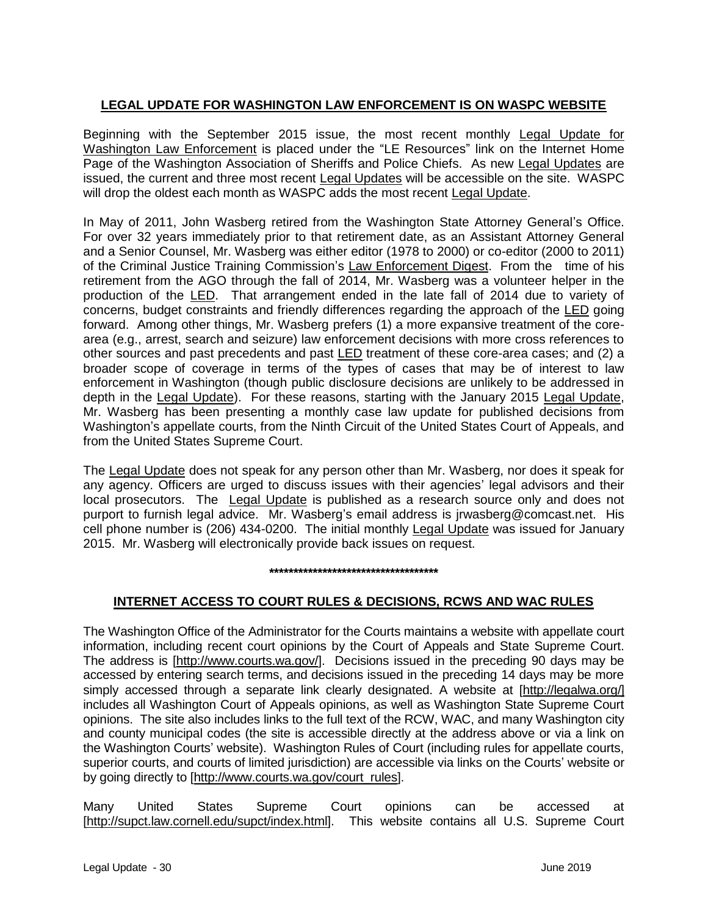## LEGAL UPDATE FOR WASHINGTON LAW ENFORCEMENT IS ON WASPC WEBSITE

Beginning with the September 2015 issue, the most recent monthly Legal Update for Washington Law Enforcement is placed under the "LE Resources" link on the Internet Home Page of the Washington Association of Sheriffs and Police Chiefs. As new Legal Updates are issued, the current and three most recent Legal Updates will be accessible on the site. WASPC will drop the oldest each month as WASPC adds the most recent Legal Update.

In May of 2011, John Wasberg retired from the Washington State Attorney General's Office. For over 32 years immediately prior to that retirement date, as an Assistant Attorney General and a Senior Counsel, Mr. Wasberg was either editor (1978 to 2000) or co-editor (2000 to 2011) of the Criminal Justice Training Commission's Law Enforcement Digest. From the time of his retirement from the AGO through the fall of 2014, Mr. Wasberg was a volunteer helper in the production of the LED. That arrangement ended in the late fall of 2014 due to variety of concerns, budget constraints and friendly differences regarding the approach of the LED going forward. Among other things, Mr. Wasberg prefers (1) a more expansive treatment of the core-area (e.g., arrest, search and seizure) law enforcement decisions with more cross references to other sources and past precedents and past LED treatment of these core-area cases; and (2) a broader scope of coverage in terms of the types of cases that may be of interest to law enforcement in Washington (though public disclosure decisions are unlikely to be addressed in depth in the Legal Update). For these reasons, starting with the January 2015 Legal Update, Mr. Wasberg has been presenting a monthly case law update for published decisions from Washington's appellate courts, from the Ninth Circuit of the United States Court of Appeals, and from the United States Supreme Court.

The Legal Update does not speak for any person other than Mr. Wasberg, nor does it speak for any agency. Officers are urged to discuss issues with their agencies' legal advisors and their local prosecutors. The Legal Update is published as a research source only and does not purport to furnish legal advice. Mr. Wasberg's email address is jrwasberg@comcast.net. His cell phone number is (206) 434-0200. The initial monthly Legal Update was issued for January 2015. Mr. Wasberg will electronically provide back issues on request.

***********************************

## INTERNET ACCESS TO COURT RULES & DECISIONS, RCWS AND WAC RULES

The Washington Office of the Administrator for the Courts maintains a website with appellate court information, including recent court opinions by the Court of Appeals and State Supreme Court. The address is [http://www.courts.wa.gov/]. Decisions issued in the preceding 90 days may be accessed by entering search terms, and decisions issued in the preceding 14 days may be more simply accessed through a separate link clearly designated. A website at [http://legalwa.org/] includes all Washington Court of Appeals opinions, as well as Washington State Supreme Court opinions. The site also includes links to the full text of the RCW, WAC, and many Washington city and county municipal codes (the site is accessible directly at the address above or via a link on the Washington Courts' website). Washington Rules of Court (including rules for appellate courts, superior courts, and courts of limited jurisdiction) are accessible via links on the Courts' website or by going directly to [http://www.courts.wa.gov/court_rules].

Many United States Supreme Court opinions can be accessed at [http://supct.law.cornell.edu/supct/index.html]. This website contains all U.S. Supreme Court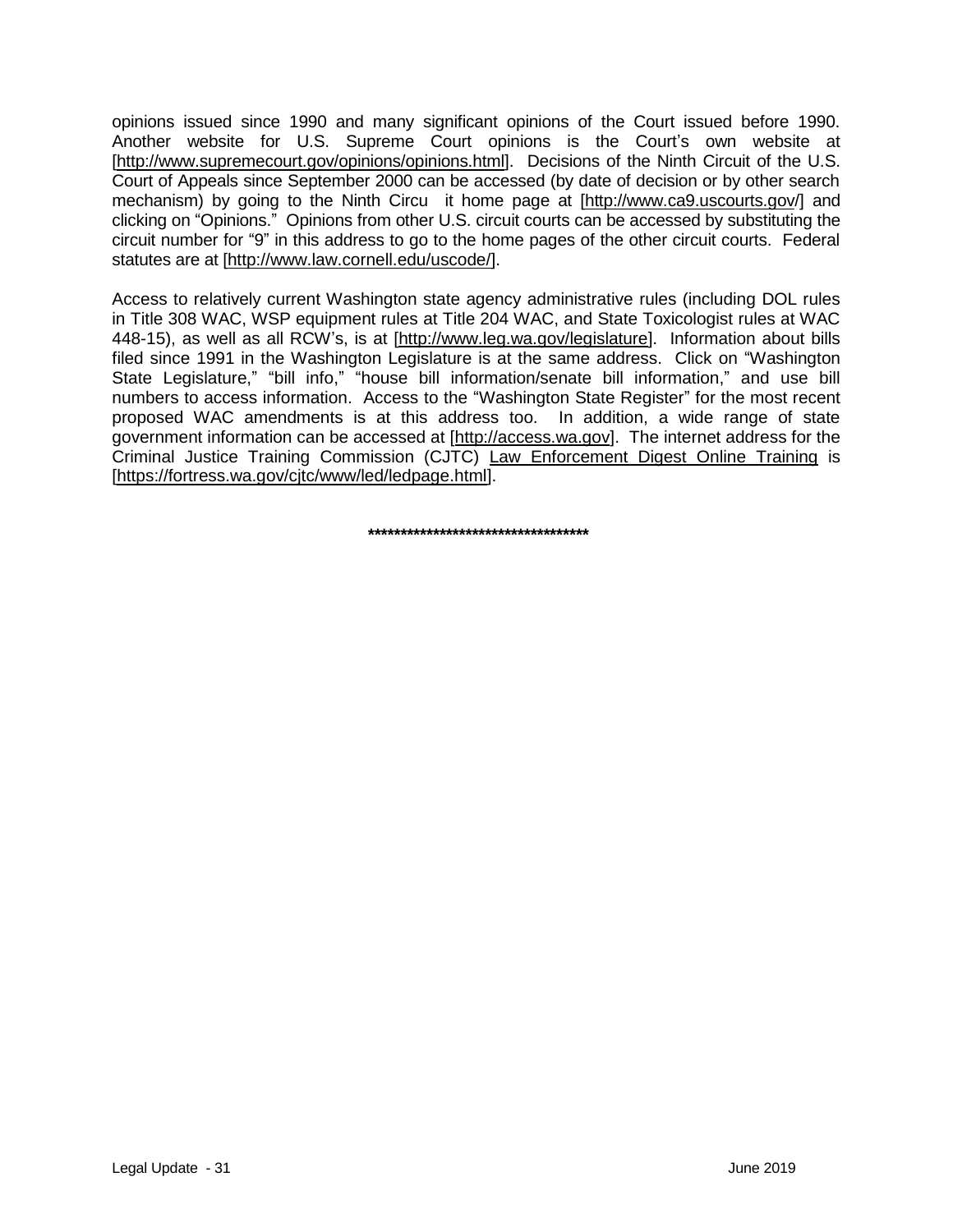opinions issued since 1990 and many significant opinions of the Court issued before 1990. Another website for U.S. Supreme Court opinions is the Court's own website at [http://www.supremecourt.gov/opinions/opinions.html]. Decisions of the Ninth Circuit of the U.S. Court of Appeals since September 2000 can be accessed (by date of decision or by other search mechanism) by going to the Ninth Circu it home page at [http://www.ca9.uscourts.gov/] and clicking on "Opinions." Opinions from other U.S. circuit courts can be accessed by substituting the circuit number for "9" in this address to go to the home pages of the other circuit courts. Federal statutes are at [http://www.law.cornell.edu/uscode/].

Access to relatively current Washington state agency administrative rules (including DOL rules in Title 308 WAC, WSP equipment rules at Title 204 WAC, and State Toxicologist rules at WAC 448-15), as well as all RCW's, is at [http://www.leg.wa.gov/legislature]. Information about bills filed since 1991 in the Washington Legislature is at the same address. Click on "Washington State Legislature," "bill info," "house bill information/senate bill information," and use bill numbers to access information. Access to the "Washington State Register" for the most recent proposed WAC amendments is at this address too. In addition, a wide range of state government information can be accessed at [http://access.wa.gov]. The internet address for the Criminal Justice Training Commission (CJTC) Law Enforcement Digest Online Training is [https://fortress.wa.gov/cjtc/www/led/ledpage.html].

***********************************